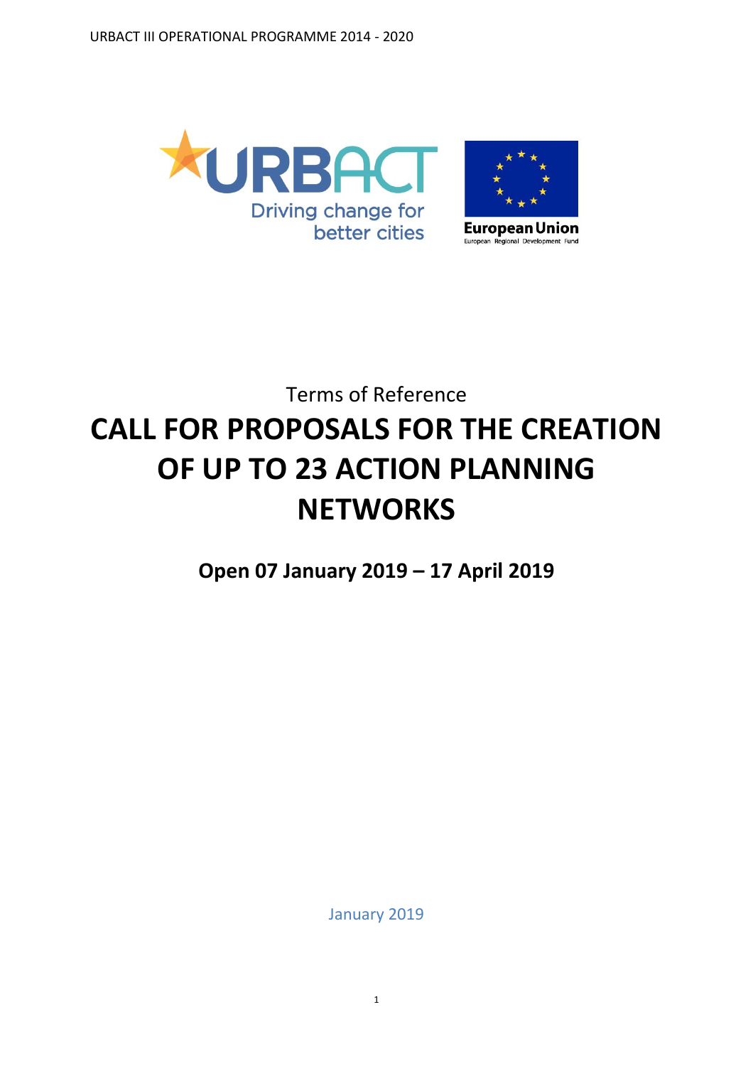URBACT III OPERATIONAL PROGRAMME 2014 - 2020

URBACT
Driving change for better cities

European Union
European Regional Development Fund

Terms of Reference

# CALL FOR PROPOSALS FOR THE CREATION OF UP TO 23 ACTION PLANNING NETWORKS

**Open 07 January 2019 – 17 April 2019**

January 2019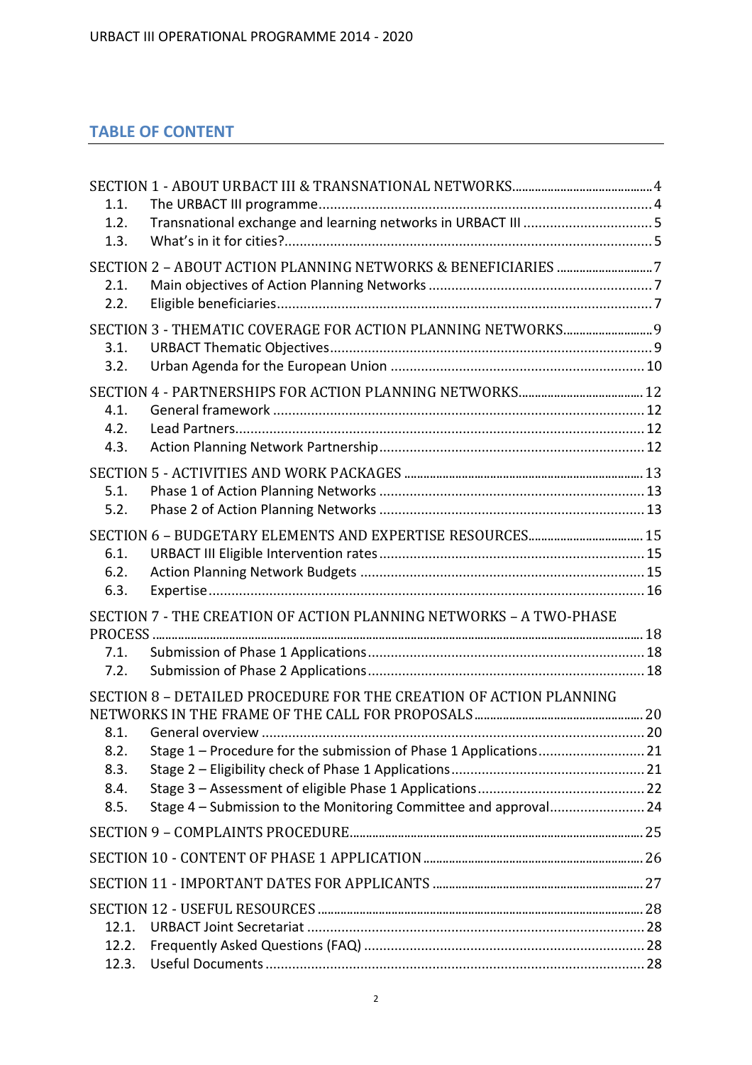## TABLE OF CONTENT

SECTION 1 - ABOUT URBACT III & TRANSNATIONAL NETWORKS ........ 4
- 1.1. The URBACT III programme ........ 4
- 1.2. Transnational exchange and learning networks in URBACT III ........ 5
- 1.3. What's in it for cities? ........ 5

SECTION 2 – ABOUT ACTION PLANNING NETWORKS & BENEFICIARIES ........ 7
- 2.1. Main objectives of Action Planning Networks ........ 7
- 2.2. Eligible beneficiaries ........ 7

SECTION 3 - THEMATIC COVERAGE FOR ACTION PLANNING NETWORKS ........ 9
- 3.1. URBACT Thematic Objectives ........ 9
- 3.2. Urban Agenda for the European Union ........ 10

SECTION 4 - PARTNERSHIPS FOR ACTION PLANNING NETWORKS ........ 12
- 4.1. General framework ........ 12
- 4.2. Lead Partners ........ 12
- 4.3. Action Planning Network Partnership ........ 12

SECTION 5 - ACTIVITIES AND WORK PACKAGES ........ 13
- 5.1. Phase 1 of Action Planning Networks ........ 13
- 5.2. Phase 2 of Action Planning Networks ........ 13

SECTION 6 – BUDGETARY ELEMENTS AND EXPERTISE RESOURCES ........ 15
- 6.1. URBACT III Eligible Intervention rates ........ 15
- 6.2. Action Planning Network Budgets ........ 15
- 6.3. Expertise ........ 16

SECTION 7 - THE CREATION OF ACTION PLANNING NETWORKS – A TWO-PHASE PROCESS ........ 18
- 7.1. Submission of Phase 1 Applications ........ 18
- 7.2. Submission of Phase 2 Applications ........ 18

SECTION 8 – DETAILED PROCEDURE FOR THE CREATION OF ACTION PLANNING NETWORKS IN THE FRAME OF THE CALL FOR PROPOSALS ........ 20
- 8.1. General overview ........ 20
- 8.2. Stage 1 – Procedure for the submission of Phase 1 Applications ........ 21
- 8.3. Stage 2 – Eligibility check of Phase 1 Applications ........ 21
- 8.4. Stage 3 – Assessment of eligible Phase 1 Applications ........ 22
- 8.5. Stage 4 – Submission to the Monitoring Committee and approval ........ 24

SECTION 9 – COMPLAINTS PROCEDURE ........ 25

SECTION 10 - CONTENT OF PHASE 1 APPLICATION ........ 26

SECTION 11 - IMPORTANT DATES FOR APPLICANTS ........ 27

SECTION 12 - USEFUL RESOURCES ........ 28
- 12.1. URBACT Joint Secretariat ........ 28
- 12.2. Frequently Asked Questions (FAQ) ........ 28
- 12.3. Useful Documents ........ 28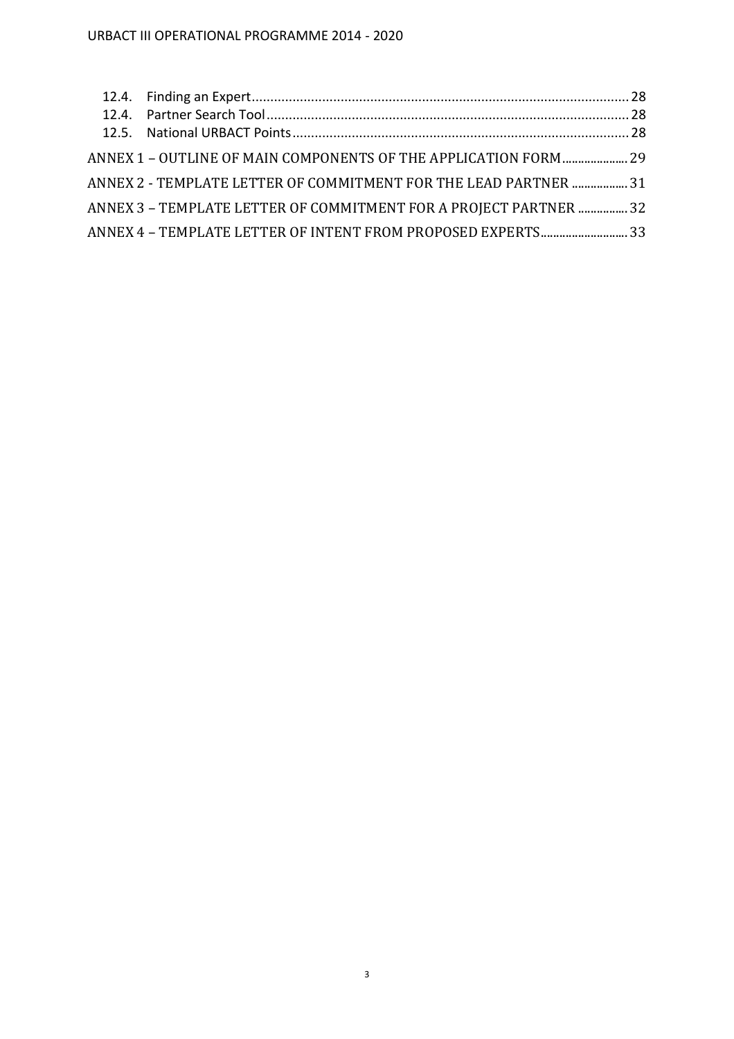12.4. Finding an Expert ........................................................................................................ 28
12.4. Partner Search Tool ........................................................................................................ 28
12.5. National URBACT Points ........................................................................................................ 28

ANNEX 1 – OUTLINE OF MAIN COMPONENTS OF THE APPLICATION FORM ........................ 29

ANNEX 2 - TEMPLATE LETTER OF COMMITMENT FOR THE LEAD PARTNER ........................ 31

ANNEX 3 – TEMPLATE LETTER OF COMMITMENT FOR A PROJECT PARTNER ........................ 32

ANNEX 4 – TEMPLATE LETTER OF INTENT FROM PROPOSED EXPERTS ........................ 33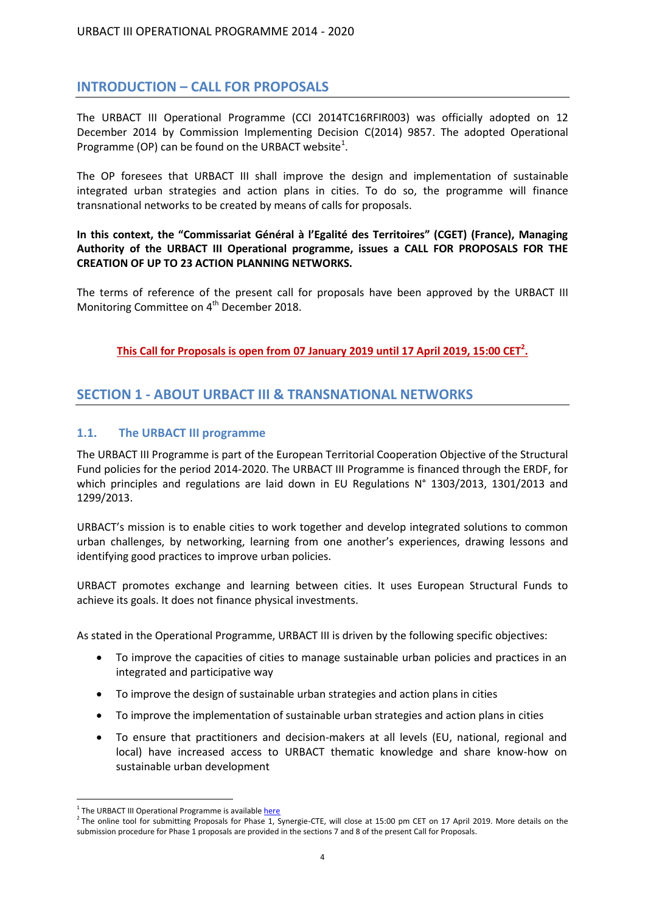## INTRODUCTION – CALL FOR PROPOSALS

The URBACT III Operational Programme (CCI 2014TC16RFIR003) was officially adopted on 12 December 2014 by Commission Implementing Decision C(2014) 9857. The adopted Operational Programme (OP) can be found on the URBACT website[1].

The OP foresees that URBACT III shall improve the design and implementation of sustainable integrated urban strategies and action plans in cities. To do so, the programme will finance transnational networks to be created by means of calls for proposals.

**In this context, the "Commissariat Général à l'Egalité des Territoires" (CGET) (France), Managing Authority of the URBACT III Operational programme, issues a CALL FOR PROPOSALS FOR THE CREATION OF UP TO 23 ACTION PLANNING NETWORKS.**

The terms of reference of the present call for proposals have been approved by the URBACT III Monitoring Committee on 4th December 2018.

**This Call for Proposals is open from 07 January 2019 until 17 April 2019, 15:00 CET[2].**

## SECTION 1 - ABOUT URBACT III & TRANSNATIONAL NETWORKS

### 1.1. The URBACT III programme

The URBACT III Programme is part of the European Territorial Cooperation Objective of the Structural Fund policies for the period 2014-2020. The URBACT III Programme is financed through the ERDF, for which principles and regulations are laid down in EU Regulations N° 1303/2013, 1301/2013 and 1299/2013.

URBACT's mission is to enable cities to work together and develop integrated solutions to common urban challenges, by networking, learning from one another's experiences, drawing lessons and identifying good practices to improve urban policies.

URBACT promotes exchange and learning between cities. It uses European Structural Funds to achieve its goals. It does not finance physical investments.

As stated in the Operational Programme, URBACT III is driven by the following specific objectives:

- To improve the capacities of cities to manage sustainable urban policies and practices in an integrated and participative way
- To improve the design of sustainable urban strategies and action plans in cities
- To improve the implementation of sustainable urban strategies and action plans in cities
- To ensure that practitioners and decision-makers at all levels (EU, national, regional and local) have increased access to URBACT thematic knowledge and share know-how on sustainable urban development

[1] The URBACT III Operational Programme is available here

[2] The online tool for submitting Proposals for Phase 1, Synergie-CTE, will close at 15:00 pm CET on 17 April 2019. More details on the submission procedure for Phase 1 proposals are provided in the sections 7 and 8 of the present Call for Proposals.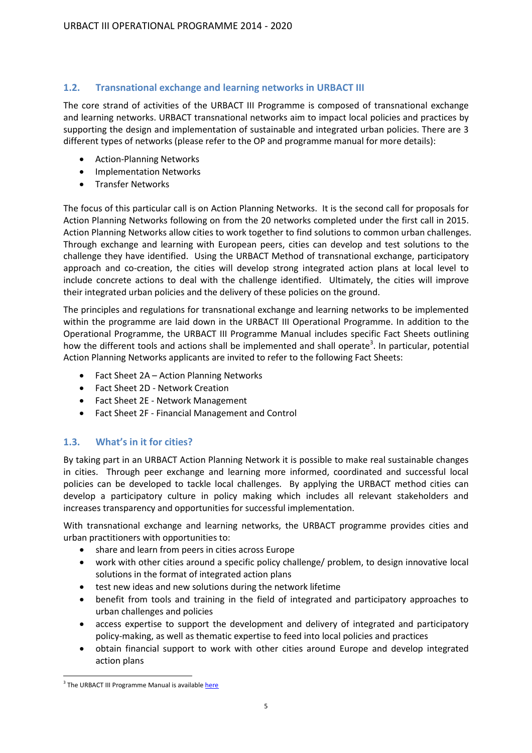## 1.2. Transnational exchange and learning networks in URBACT III

The core strand of activities of the URBACT III Programme is composed of transnational exchange and learning networks. URBACT transnational networks aim to impact local policies and practices by supporting the design and implementation of sustainable and integrated urban policies. There are 3 different types of networks (please refer to the OP and programme manual for more details):

- Action-Planning Networks
- Implementation Networks
- Transfer Networks

The focus of this particular call is on Action Planning Networks. It is the second call for proposals for Action Planning Networks following on from the 20 networks completed under the first call in 2015. Action Planning Networks allow cities to work together to find solutions to common urban challenges. Through exchange and learning with European peers, cities can develop and test solutions to the challenge they have identified. Using the URBACT Method of transnational exchange, participatory approach and co-creation, the cities will develop strong integrated action plans at local level to include concrete actions to deal with the challenge identified. Ultimately, the cities will improve their integrated urban policies and the delivery of these policies on the ground.

The principles and regulations for transnational exchange and learning networks to be implemented within the programme are laid down in the URBACT III Operational Programme. In addition to the Operational Programme, the URBACT III Programme Manual includes specific Fact Sheets outlining how the different tools and actions shall be implemented and shall operate[3]. In particular, potential Action Planning Networks applicants are invited to refer to the following Fact Sheets:

- Fact Sheet 2A – Action Planning Networks
- Fact Sheet 2D - Network Creation
- Fact Sheet 2E - Network Management
- Fact Sheet 2F - Financial Management and Control

## 1.3. What's in it for cities?

By taking part in an URBACT Action Planning Network it is possible to make real sustainable changes in cities. Through peer exchange and learning more informed, coordinated and successful local policies can be developed to tackle local challenges. By applying the URBACT method cities can develop a participatory culture in policy making which includes all relevant stakeholders and increases transparency and opportunities for successful implementation.

With transnational exchange and learning networks, the URBACT programme provides cities and urban practitioners with opportunities to:

- share and learn from peers in cities across Europe
- work with other cities around a specific policy challenge/ problem, to design innovative local solutions in the format of integrated action plans
- test new ideas and new solutions during the network lifetime
- benefit from tools and training in the field of integrated and participatory approaches to urban challenges and policies
- access expertise to support the development and delivery of integrated and participatory policy-making, as well as thematic expertise to feed into local policies and practices
- obtain financial support to work with other cities around Europe and develop integrated action plans

[3] The URBACT III Programme Manual is available here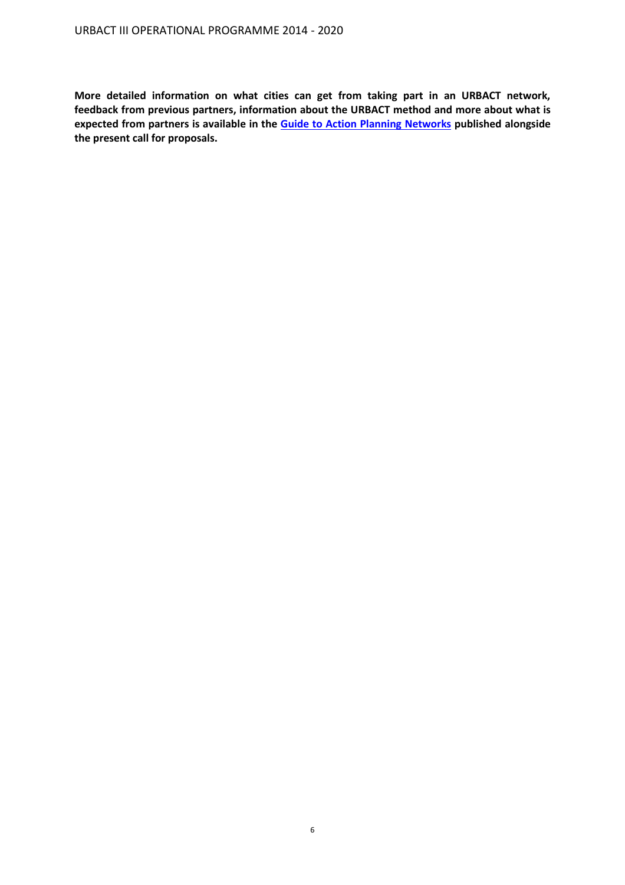**More detailed information on what cities can get from taking part in an URBACT network, feedback from previous partners, information about the URBACT method and more about what is expected from partners is available in the Guide to Action Planning Networks published alongside the present call for proposals.**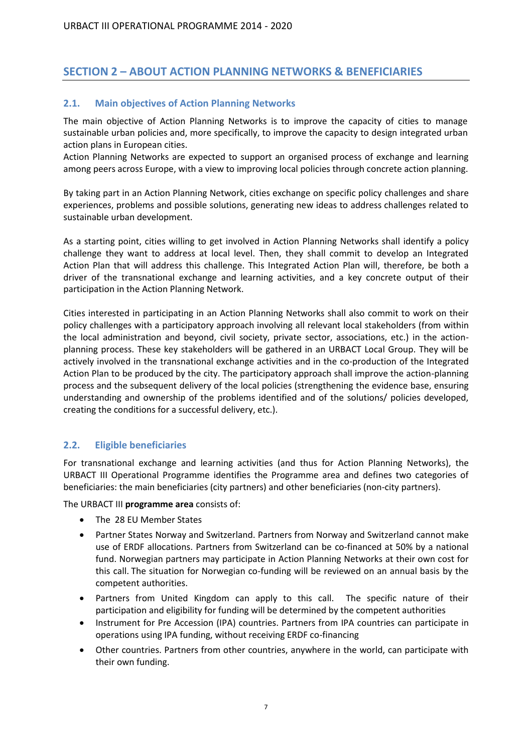## SECTION 2 – ABOUT ACTION PLANNING NETWORKS & BENEFICIARIES

### 2.1. Main objectives of Action Planning Networks

The main objective of Action Planning Networks is to improve the capacity of cities to manage sustainable urban policies and, more specifically, to improve the capacity to design integrated urban action plans in European cities.
Action Planning Networks are expected to support an organised process of exchange and learning among peers across Europe, with a view to improving local policies through concrete action planning.

By taking part in an Action Planning Network, cities exchange on specific policy challenges and share experiences, problems and possible solutions, generating new ideas to address challenges related to sustainable urban development.

As a starting point, cities willing to get involved in Action Planning Networks shall identify a policy challenge they want to address at local level. Then, they shall commit to develop an Integrated Action Plan that will address this challenge. This Integrated Action Plan will, therefore, be both a driver of the transnational exchange and learning activities, and a key concrete output of their participation in the Action Planning Network.

Cities interested in participating in an Action Planning Networks shall also commit to work on their policy challenges with a participatory approach involving all relevant local stakeholders (from within the local administration and beyond, civil society, private sector, associations, etc.) in the action-planning process. These key stakeholders will be gathered in an URBACT Local Group. They will be actively involved in the transnational exchange activities and in the co-production of the Integrated Action Plan to be produced by the city. The participatory approach shall improve the action-planning process and the subsequent delivery of the local policies (strengthening the evidence base, ensuring understanding and ownership of the problems identified and of the solutions/ policies developed, creating the conditions for a successful delivery, etc.).

### 2.2. Eligible beneficiaries

For transnational exchange and learning activities (and thus for Action Planning Networks), the URBACT III Operational Programme identifies the Programme area and defines two categories of beneficiaries: the main beneficiaries (city partners) and other beneficiaries (non-city partners).

The URBACT III **programme area** consists of:

- The 28 EU Member States
- Partner States Norway and Switzerland. Partners from Norway and Switzerland cannot make use of ERDF allocations. Partners from Switzerland can be co-financed at 50% by a national fund. Norwegian partners may participate in Action Planning Networks at their own cost for this call. The situation for Norwegian co-funding will be reviewed on an annual basis by the competent authorities.
- Partners from United Kingdom can apply to this call. The specific nature of their participation and eligibility for funding will be determined by the competent authorities
- Instrument for Pre Accession (IPA) countries. Partners from IPA countries can participate in operations using IPA funding, without receiving ERDF co-financing
- Other countries. Partners from other countries, anywhere in the world, can participate with their own funding.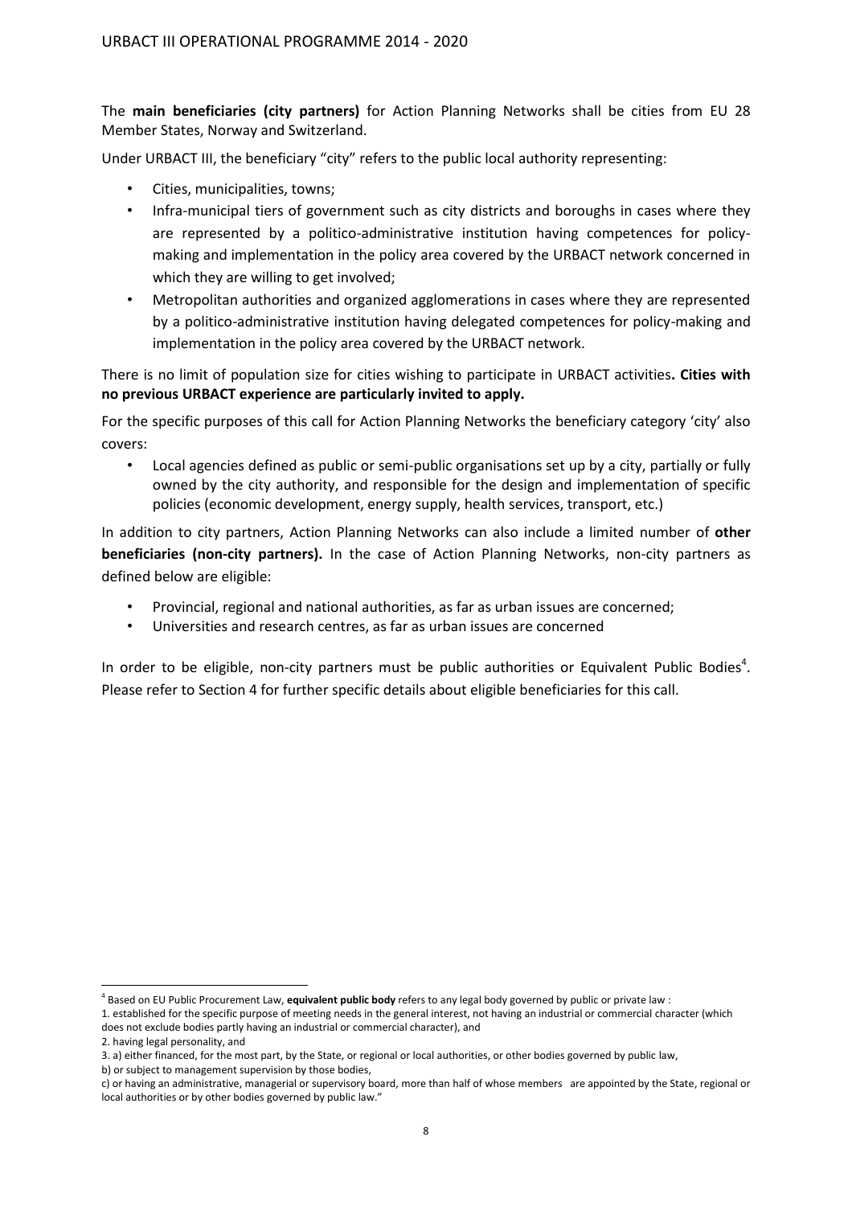The **main beneficiaries (city partners)** for Action Planning Networks shall be cities from EU 28 Member States, Norway and Switzerland.

Under URBACT III, the beneficiary "city" refers to the public local authority representing:

- Cities, municipalities, towns;
- Infra-municipal tiers of government such as city districts and boroughs in cases where they are represented by a politico-administrative institution having competences for policy-making and implementation in the policy area covered by the URBACT network concerned in which they are willing to get involved;
- Metropolitan authorities and organized agglomerations in cases where they are represented by a politico-administrative institution having delegated competences for policy-making and implementation in the policy area covered by the URBACT network.

There is no limit of population size for cities wishing to participate in URBACT activities**. Cities with no previous URBACT experience are particularly invited to apply.**

For the specific purposes of this call for Action Planning Networks the beneficiary category 'city' also covers:

- Local agencies defined as public or semi-public organisations set up by a city, partially or fully owned by the city authority, and responsible for the design and implementation of specific policies (economic development, energy supply, health services, transport, etc.)

In addition to city partners, Action Planning Networks can also include a limited number of **other beneficiaries (non-city partners).** In the case of Action Planning Networks, non-city partners as defined below are eligible:

- Provincial, regional and national authorities, as far as urban issues are concerned;
- Universities and research centres, as far as urban issues are concerned

In order to be eligible, non-city partners must be public authorities or Equivalent Public Bodies[4]. Please refer to Section 4 for further specific details about eligible beneficiaries for this call.

---

[4] Based on EU Public Procurement Law, **equivalent public body** refers to any legal body governed by public or private law :
1. established for the specific purpose of meeting needs in the general interest, not having an industrial or commercial character (which does not exclude bodies partly having an industrial or commercial character), and
2. having legal personality, and
3. a) either financed, for the most part, by the State, or regional or local authorities, or other bodies governed by public law,
b) or subject to management supervision by those bodies,
c) or having an administrative, managerial or supervisory board, more than half of whose members are appointed by the State, regional or local authorities or by other bodies governed by public law."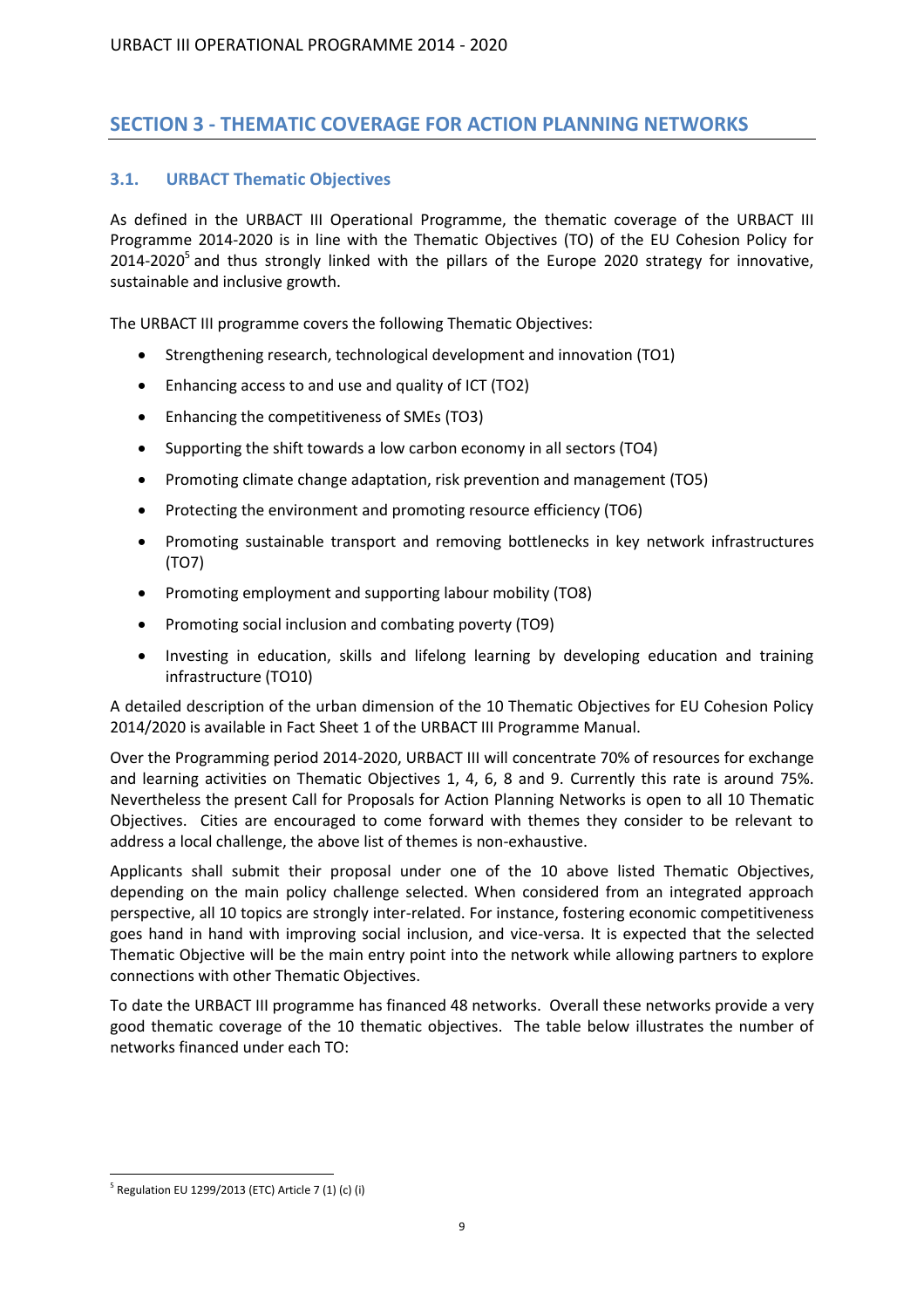## SECTION 3 - THEMATIC COVERAGE FOR ACTION PLANNING NETWORKS

### 3.1. URBACT Thematic Objectives

As defined in the URBACT III Operational Programme, the thematic coverage of the URBACT III Programme 2014-2020 is in line with the Thematic Objectives (TO) of the EU Cohesion Policy for 2014-2020[5] and thus strongly linked with the pillars of the Europe 2020 strategy for innovative, sustainable and inclusive growth.

The URBACT III programme covers the following Thematic Objectives:

- Strengthening research, technological development and innovation (TO1)
- Enhancing access to and use and quality of ICT (TO2)
- Enhancing the competitiveness of SMEs (TO3)
- Supporting the shift towards a low carbon economy in all sectors (TO4)
- Promoting climate change adaptation, risk prevention and management (TO5)
- Protecting the environment and promoting resource efficiency (TO6)
- Promoting sustainable transport and removing bottlenecks in key network infrastructures (TO7)
- Promoting employment and supporting labour mobility (TO8)
- Promoting social inclusion and combating poverty (TO9)
- Investing in education, skills and lifelong learning by developing education and training infrastructure (TO10)

A detailed description of the urban dimension of the 10 Thematic Objectives for EU Cohesion Policy 2014/2020 is available in Fact Sheet 1 of the URBACT III Programme Manual.

Over the Programming period 2014-2020, URBACT III will concentrate 70% of resources for exchange and learning activities on Thematic Objectives 1, 4, 6, 8 and 9. Currently this rate is around 75%. Nevertheless the present Call for Proposals for Action Planning Networks is open to all 10 Thematic Objectives. Cities are encouraged to come forward with themes they consider to be relevant to address a local challenge, the above list of themes is non-exhaustive.

Applicants shall submit their proposal under one of the 10 above listed Thematic Objectives, depending on the main policy challenge selected. When considered from an integrated approach perspective, all 10 topics are strongly inter-related. For instance, fostering economic competitiveness goes hand in hand with improving social inclusion, and vice-versa. It is expected that the selected Thematic Objective will be the main entry point into the network while allowing partners to explore connections with other Thematic Objectives.

To date the URBACT III programme has financed 48 networks. Overall these networks provide a very good thematic coverage of the 10 thematic objectives. The table below illustrates the number of networks financed under each TO:

[5] Regulation EU 1299/2013 (ETC) Article 7 (1) (c) (i)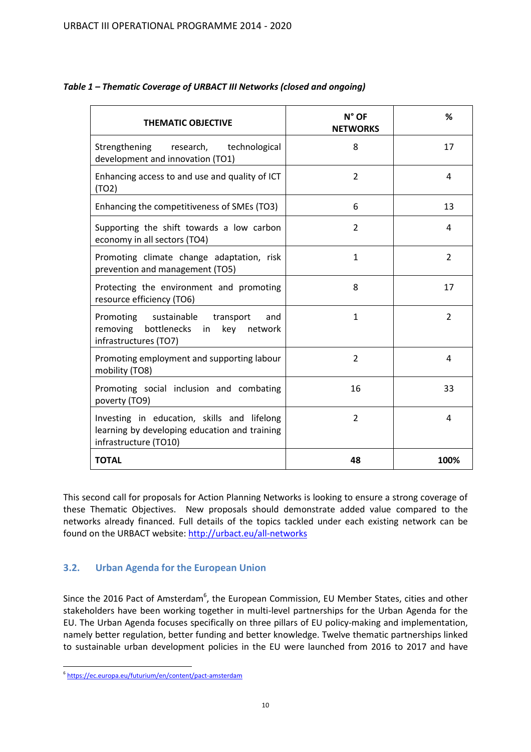*Table 1 – Thematic Coverage of URBACT III Networks (closed and ongoing)*

| THEMATIC OBJECTIVE | N° OF NETWORKS | % |
|---|---|---|
| Strengthening research, technological development and innovation (TO1) | 8 | 17 |
| Enhancing access to and use and quality of ICT (TO2) | 2 | 4 |
| Enhancing the competitiveness of SMEs (TO3) | 6 | 13 |
| Supporting the shift towards a low carbon economy in all sectors (TO4) | 2 | 4 |
| Promoting climate change adaptation, risk prevention and management (TO5) | 1 | 2 |
| Protecting the environment and promoting resource efficiency (TO6) | 8 | 17 |
| Promoting sustainable transport and removing bottlenecks in key network infrastructures (TO7) | 1 | 2 |
| Promoting employment and supporting labour mobility (TO8) | 2 | 4 |
| Promoting social inclusion and combating poverty (TO9) | 16 | 33 |
| Investing in education, skills and lifelong learning by developing education and training infrastructure (TO10) | 2 | 4 |
| **TOTAL** | **48** | **100%** |

This second call for proposals for Action Planning Networks is looking to ensure a strong coverage of these Thematic Objectives. New proposals should demonstrate added value compared to the networks already financed. Full details of the topics tackled under each existing network can be found on the URBACT website: http://urbact.eu/all-networks

## 3.2. Urban Agenda for the European Union

Since the 2016 Pact of Amsterdam[6], the European Commission, EU Member States, cities and other stakeholders have been working together in multi-level partnerships for the Urban Agenda for the EU. The Urban Agenda focuses specifically on three pillars of EU policy-making and implementation, namely better regulation, better funding and better knowledge. Twelve thematic partnerships linked to sustainable urban development policies in the EU were launched from 2016 to 2017 and have

[6] https://ec.europa.eu/futurium/en/content/pact-amsterdam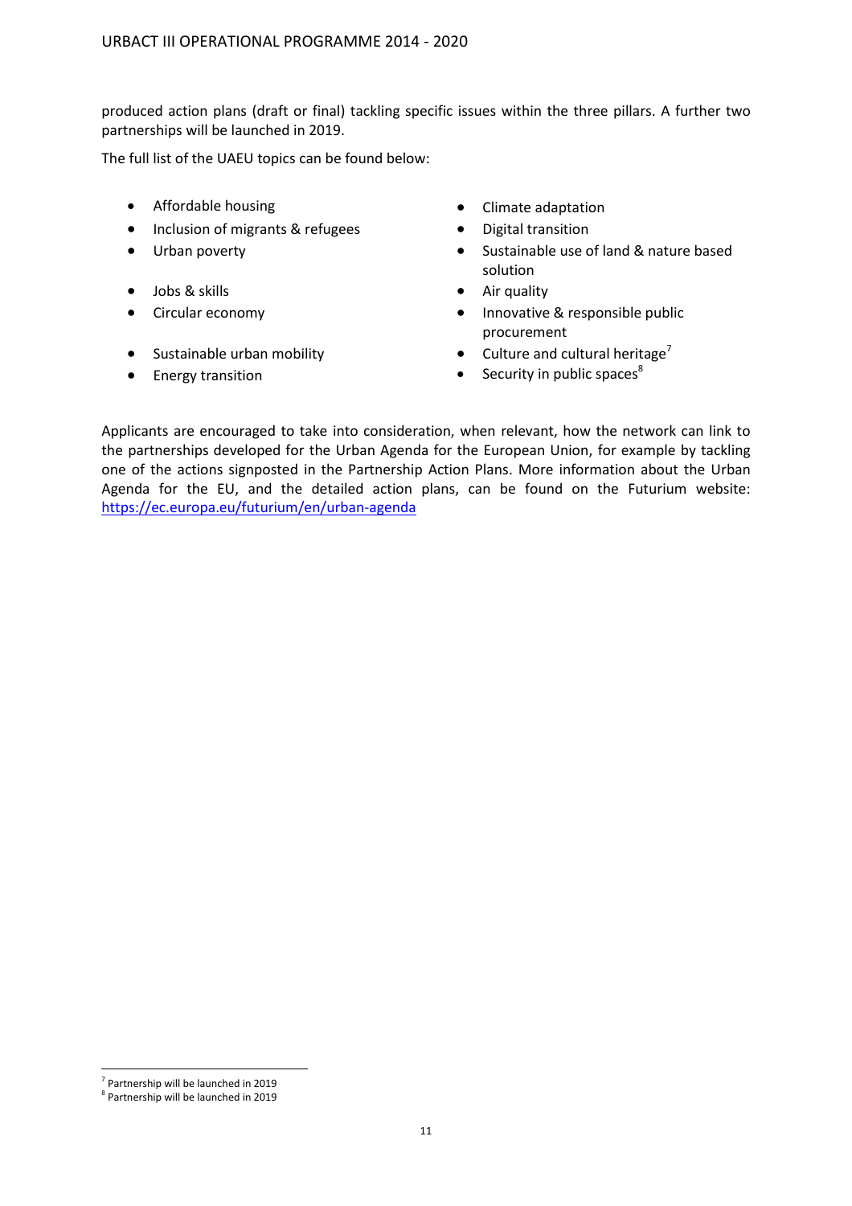produced action plans (draft or final) tackling specific issues within the three pillars. A further two partnerships will be launched in 2019.

The full list of the UAEU topics can be found below:

- Affordable housing
- Inclusion of migrants & refugees
- Urban poverty
- Jobs & skills
- Circular economy
- Sustainable urban mobility
- Energy transition
- Climate adaptation
- Digital transition
- Sustainable use of land & nature based solution
- Air quality
- Innovative & responsible public procurement
- Culture and cultural heritage[7]
- Security in public spaces[8]

Applicants are encouraged to take into consideration, when relevant, how the network can link to the partnerships developed for the Urban Agenda for the European Union, for example by tackling one of the actions signposted in the Partnership Action Plans. More information about the Urban Agenda for the EU, and the detailed action plans, can be found on the Futurium website: https://ec.europa.eu/futurium/en/urban-agenda

[7] Partnership will be launched in 2019
[8] Partnership will be launched in 2019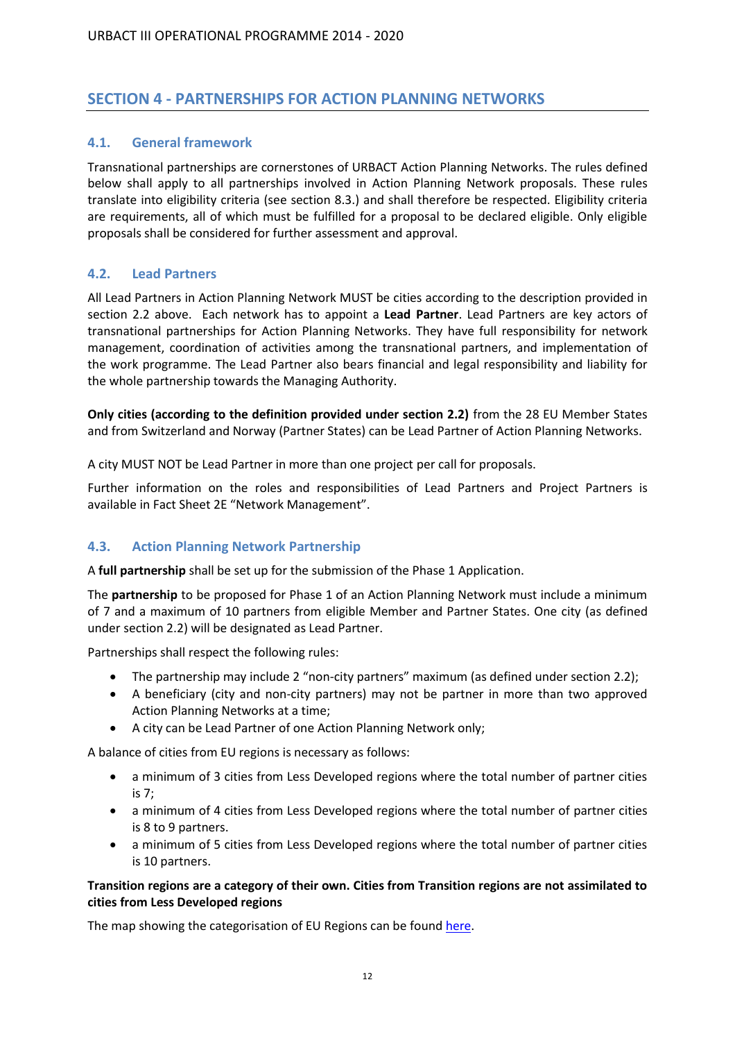## SECTION 4 - PARTNERSHIPS FOR ACTION PLANNING NETWORKS

### 4.1. General framework

Transnational partnerships are cornerstones of URBACT Action Planning Networks. The rules defined below shall apply to all partnerships involved in Action Planning Network proposals. These rules translate into eligibility criteria (see section 8.3.) and shall therefore be respected. Eligibility criteria are requirements, all of which must be fulfilled for a proposal to be declared eligible. Only eligible proposals shall be considered for further assessment and approval.

### 4.2. Lead Partners

All Lead Partners in Action Planning Network MUST be cities according to the description provided in section 2.2 above. Each network has to appoint a **Lead Partner**. Lead Partners are key actors of transnational partnerships for Action Planning Networks. They have full responsibility for network management, coordination of activities among the transnational partners, and implementation of the work programme. The Lead Partner also bears financial and legal responsibility and liability for the whole partnership towards the Managing Authority.

**Only cities (according to the definition provided under section 2.2)** from the 28 EU Member States and from Switzerland and Norway (Partner States) can be Lead Partner of Action Planning Networks.

A city MUST NOT be Lead Partner in more than one project per call for proposals.

Further information on the roles and responsibilities of Lead Partners and Project Partners is available in Fact Sheet 2E "Network Management".

### 4.3. Action Planning Network Partnership

A **full partnership** shall be set up for the submission of the Phase 1 Application.

The **partnership** to be proposed for Phase 1 of an Action Planning Network must include a minimum of 7 and a maximum of 10 partners from eligible Member and Partner States. One city (as defined under section 2.2) will be designated as Lead Partner.

Partnerships shall respect the following rules:

- The partnership may include 2 "non-city partners" maximum (as defined under section 2.2);
- A beneficiary (city and non-city partners) may not be partner in more than two approved Action Planning Networks at a time;
- A city can be Lead Partner of one Action Planning Network only;

A balance of cities from EU regions is necessary as follows:

- a minimum of 3 cities from Less Developed regions where the total number of partner cities is 7;
- a minimum of 4 cities from Less Developed regions where the total number of partner cities is 8 to 9 partners.
- a minimum of 5 cities from Less Developed regions where the total number of partner cities is 10 partners.

**Transition regions are a category of their own. Cities from Transition regions are not assimilated to cities from Less Developed regions**

The map showing the categorisation of EU Regions can be found here.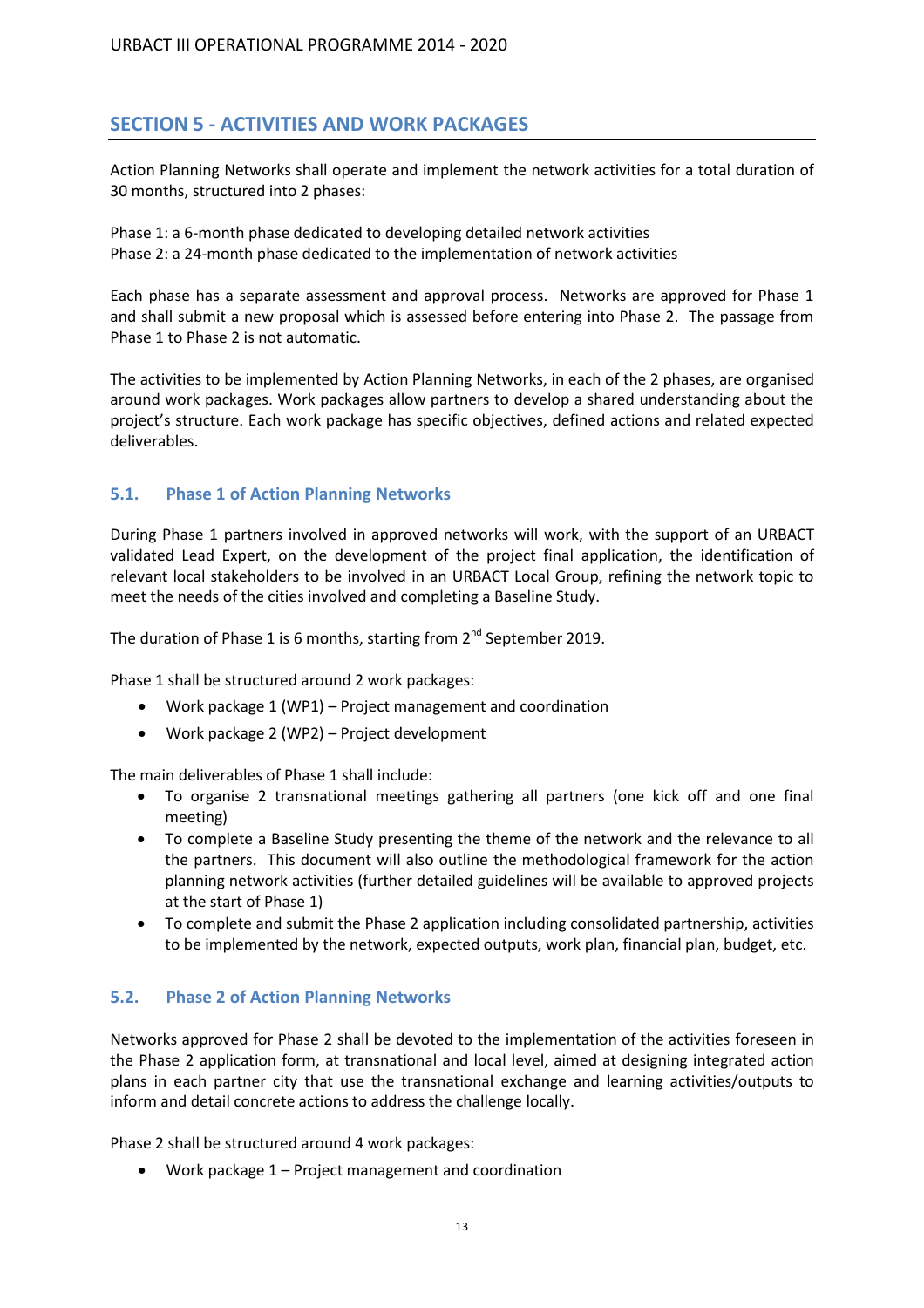## SECTION 5 - ACTIVITIES AND WORK PACKAGES

Action Planning Networks shall operate and implement the network activities for a total duration of 30 months, structured into 2 phases:

Phase 1: a 6-month phase dedicated to developing detailed network activities
Phase 2: a 24-month phase dedicated to the implementation of network activities

Each phase has a separate assessment and approval process. Networks are approved for Phase 1 and shall submit a new proposal which is assessed before entering into Phase 2. The passage from Phase 1 to Phase 2 is not automatic.

The activities to be implemented by Action Planning Networks, in each of the 2 phases, are organised around work packages. Work packages allow partners to develop a shared understanding about the project's structure. Each work package has specific objectives, defined actions and related expected deliverables.

### 5.1. Phase 1 of Action Planning Networks

During Phase 1 partners involved in approved networks will work, with the support of an URBACT validated Lead Expert, on the development of the project final application, the identification of relevant local stakeholders to be involved in an URBACT Local Group, refining the network topic to meet the needs of the cities involved and completing a Baseline Study.

The duration of Phase 1 is 6 months, starting from 2nd September 2019.

Phase 1 shall be structured around 2 work packages:

- Work package 1 (WP1) – Project management and coordination
- Work package 2 (WP2) – Project development

The main deliverables of Phase 1 shall include:

- To organise 2 transnational meetings gathering all partners (one kick off and one final meeting)
- To complete a Baseline Study presenting the theme of the network and the relevance to all the partners. This document will also outline the methodological framework for the action planning network activities (further detailed guidelines will be available to approved projects at the start of Phase 1)
- To complete and submit the Phase 2 application including consolidated partnership, activities to be implemented by the network, expected outputs, work plan, financial plan, budget, etc.

### 5.2. Phase 2 of Action Planning Networks

Networks approved for Phase 2 shall be devoted to the implementation of the activities foreseen in the Phase 2 application form, at transnational and local level, aimed at designing integrated action plans in each partner city that use the transnational exchange and learning activities/outputs to inform and detail concrete actions to address the challenge locally.

Phase 2 shall be structured around 4 work packages:

- Work package 1 – Project management and coordination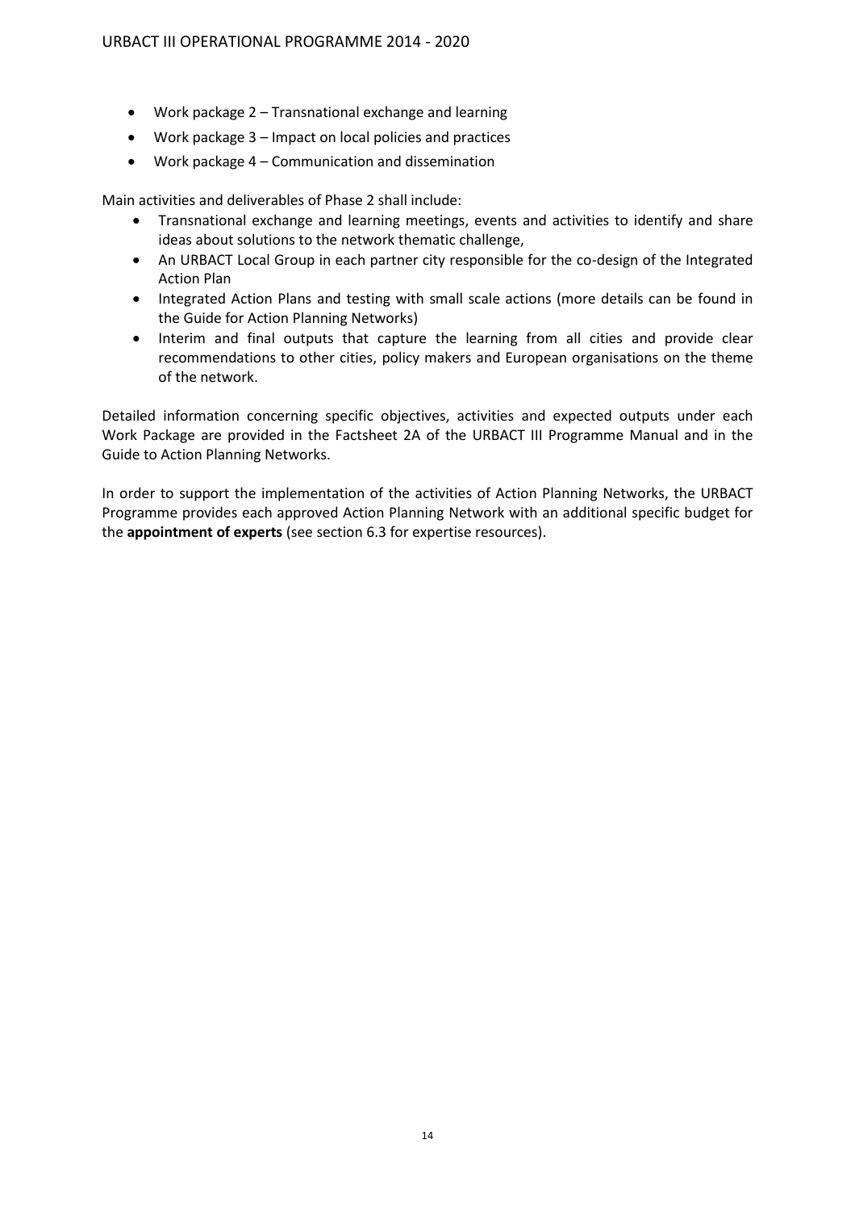- Work package 2 – Transnational exchange and learning
- Work package 3 – Impact on local policies and practices
- Work package 4 – Communication and dissemination

Main activities and deliverables of Phase 2 shall include:

- Transnational exchange and learning meetings, events and activities to identify and share ideas about solutions to the network thematic challenge,
- An URBACT Local Group in each partner city responsible for the co-design of the Integrated Action Plan
- Integrated Action Plans and testing with small scale actions (more details can be found in the Guide for Action Planning Networks)
- Interim and final outputs that capture the learning from all cities and provide clear recommendations to other cities, policy makers and European organisations on the theme of the network.

Detailed information concerning specific objectives, activities and expected outputs under each Work Package are provided in the Factsheet 2A of the URBACT III Programme Manual and in the Guide to Action Planning Networks.

In order to support the implementation of the activities of Action Planning Networks, the URBACT Programme provides each approved Action Planning Network with an additional specific budget for the **appointment of experts** (see section 6.3 for expertise resources).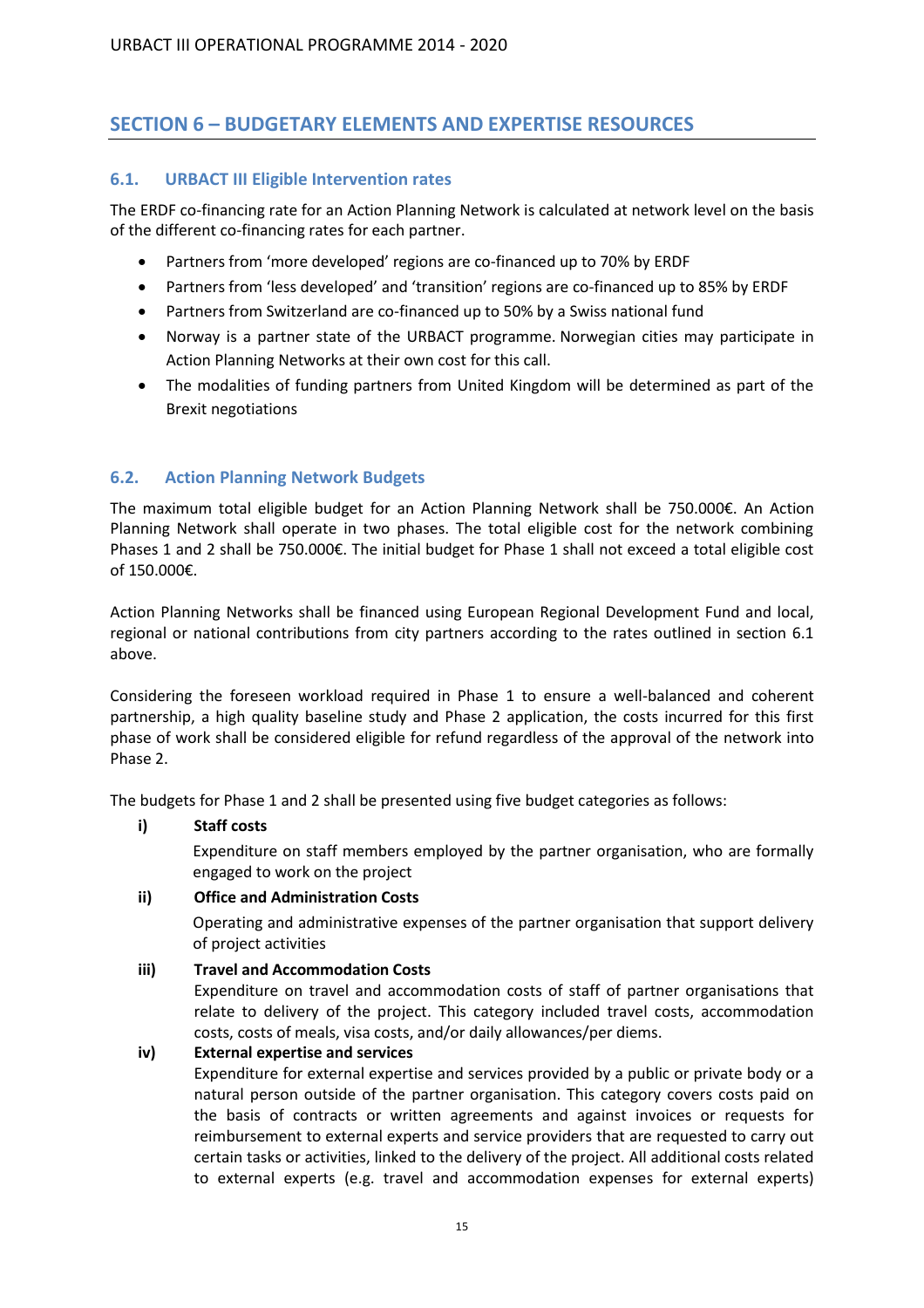## SECTION 6 – BUDGETARY ELEMENTS AND EXPERTISE RESOURCES

### 6.1. URBACT III Eligible Intervention rates

The ERDF co-financing rate for an Action Planning Network is calculated at network level on the basis of the different co-financing rates for each partner.

- Partners from 'more developed' regions are co-financed up to 70% by ERDF
- Partners from 'less developed' and 'transition' regions are co-financed up to 85% by ERDF
- Partners from Switzerland are co-financed up to 50% by a Swiss national fund
- Norway is a partner state of the URBACT programme. Norwegian cities may participate in Action Planning Networks at their own cost for this call.
- The modalities of funding partners from United Kingdom will be determined as part of the Brexit negotiations

### 6.2. Action Planning Network Budgets

The maximum total eligible budget for an Action Planning Network shall be 750.000€. An Action Planning Network shall operate in two phases. The total eligible cost for the network combining Phases 1 and 2 shall be 750.000€. The initial budget for Phase 1 shall not exceed a total eligible cost of 150.000€.

Action Planning Networks shall be financed using European Regional Development Fund and local, regional or national contributions from city partners according to the rates outlined in section 6.1 above.

Considering the foreseen workload required in Phase 1 to ensure a well-balanced and coherent partnership, a high quality baseline study and Phase 2 application, the costs incurred for this first phase of work shall be considered eligible for refund regardless of the approval of the network into Phase 2.

The budgets for Phase 1 and 2 shall be presented using five budget categories as follows:

**i) Staff costs**

Expenditure on staff members employed by the partner organisation, who are formally engaged to work on the project

**ii) Office and Administration Costs**

Operating and administrative expenses of the partner organisation that support delivery of project activities

**iii) Travel and Accommodation Costs**

Expenditure on travel and accommodation costs of staff of partner organisations that relate to delivery of the project. This category included travel costs, accommodation costs, costs of meals, visa costs, and/or daily allowances/per diems.

**iv) External expertise and services**

Expenditure for external expertise and services provided by a public or private body or a natural person outside of the partner organisation. This category covers costs paid on the basis of contracts or written agreements and against invoices or requests for reimbursement to external experts and service providers that are requested to carry out certain tasks or activities, linked to the delivery of the project. All additional costs related to external experts (e.g. travel and accommodation expenses for external experts)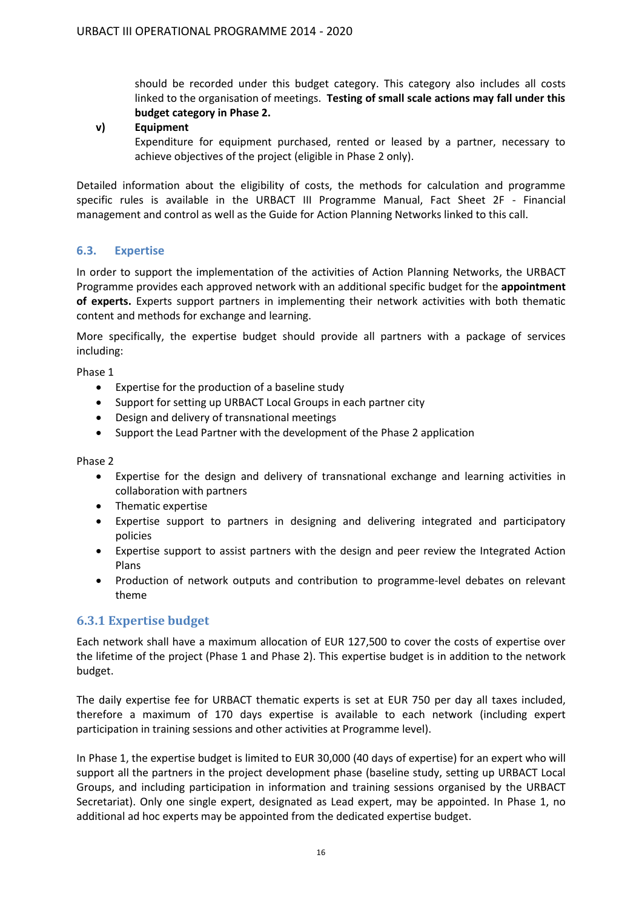should be recorded under this budget category. This category also includes all costs linked to the organisation of meetings. **Testing of small scale actions may fall under this budget category in Phase 2.**

**v) Equipment**

Expenditure for equipment purchased, rented or leased by a partner, necessary to achieve objectives of the project (eligible in Phase 2 only).

Detailed information about the eligibility of costs, the methods for calculation and programme specific rules is available in the URBACT III Programme Manual, Fact Sheet 2F - Financial management and control as well as the Guide for Action Planning Networks linked to this call.

## 6.3. Expertise

In order to support the implementation of the activities of Action Planning Networks, the URBACT Programme provides each approved network with an additional specific budget for the **appointment of experts.** Experts support partners in implementing their network activities with both thematic content and methods for exchange and learning.

More specifically, the expertise budget should provide all partners with a package of services including:

Phase 1

- Expertise for the production of a baseline study
- Support for setting up URBACT Local Groups in each partner city
- Design and delivery of transnational meetings
- Support the Lead Partner with the development of the Phase 2 application

Phase 2

- Expertise for the design and delivery of transnational exchange and learning activities in collaboration with partners
- Thematic expertise
- Expertise support to partners in designing and delivering integrated and participatory policies
- Expertise support to assist partners with the design and peer review the Integrated Action Plans
- Production of network outputs and contribution to programme-level debates on relevant theme

### 6.3.1 Expertise budget

Each network shall have a maximum allocation of EUR 127,500 to cover the costs of expertise over the lifetime of the project (Phase 1 and Phase 2). This expertise budget is in addition to the network budget.

The daily expertise fee for URBACT thematic experts is set at EUR 750 per day all taxes included, therefore a maximum of 170 days expertise is available to each network (including expert participation in training sessions and other activities at Programme level).

In Phase 1, the expertise budget is limited to EUR 30,000 (40 days of expertise) for an expert who will support all the partners in the project development phase (baseline study, setting up URBACT Local Groups, and including participation in information and training sessions organised by the URBACT Secretariat). Only one single expert, designated as Lead expert, may be appointed. In Phase 1, no additional ad hoc experts may be appointed from the dedicated expertise budget.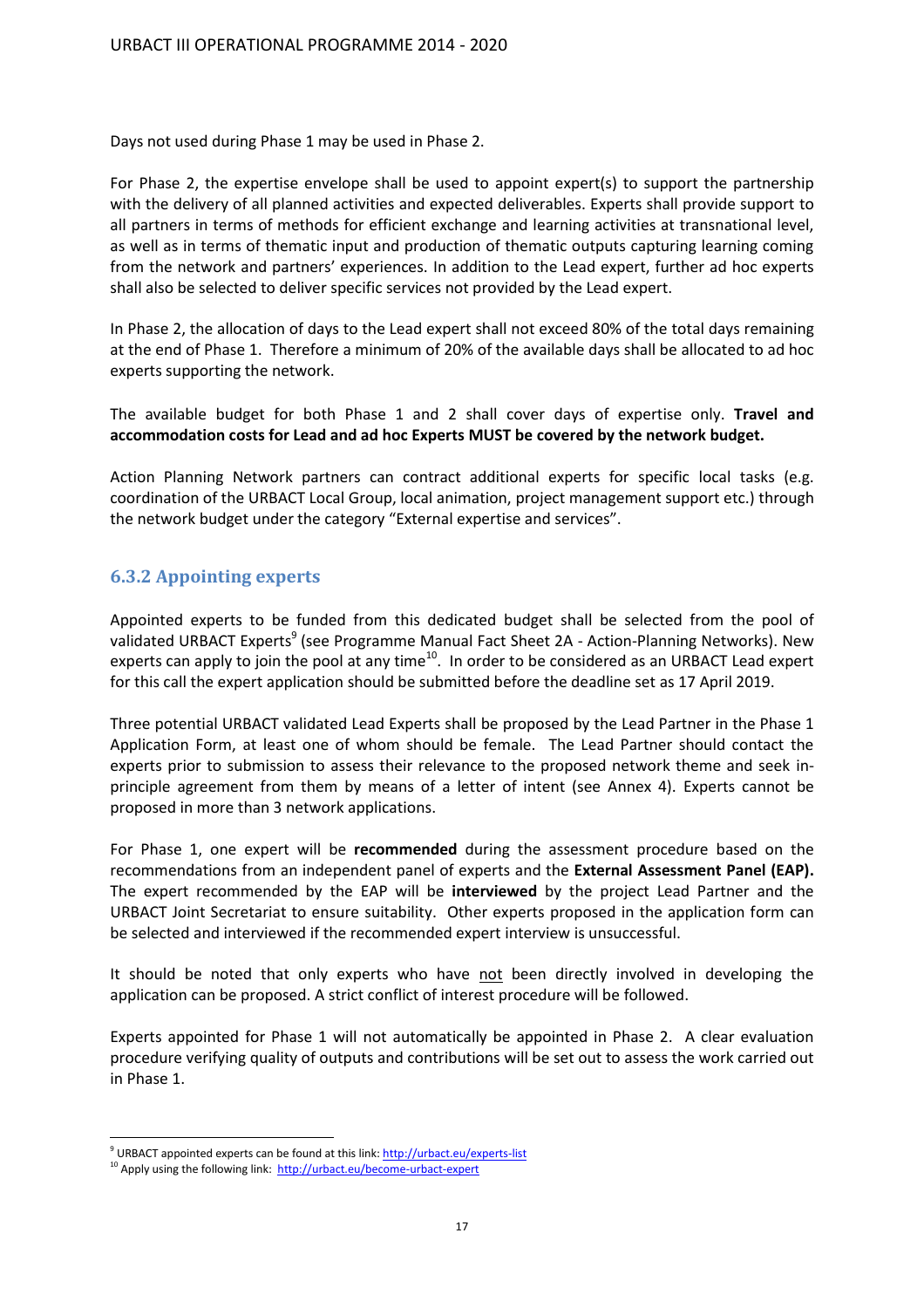Days not used during Phase 1 may be used in Phase 2.

For Phase 2, the expertise envelope shall be used to appoint expert(s) to support the partnership with the delivery of all planned activities and expected deliverables. Experts shall provide support to all partners in terms of methods for efficient exchange and learning activities at transnational level, as well as in terms of thematic input and production of thematic outputs capturing learning coming from the network and partners' experiences. In addition to the Lead expert, further ad hoc experts shall also be selected to deliver specific services not provided by the Lead expert.

In Phase 2, the allocation of days to the Lead expert shall not exceed 80% of the total days remaining at the end of Phase 1. Therefore a minimum of 20% of the available days shall be allocated to ad hoc experts supporting the network.

The available budget for both Phase 1 and 2 shall cover days of expertise only. **Travel and accommodation costs for Lead and ad hoc Experts MUST be covered by the network budget.**

Action Planning Network partners can contract additional experts for specific local tasks (e.g. coordination of the URBACT Local Group, local animation, project management support etc.) through the network budget under the category "External expertise and services".

### 6.3.2 Appointing experts

Appointed experts to be funded from this dedicated budget shall be selected from the pool of validated URBACT Experts[9] (see Programme Manual Fact Sheet 2A - Action-Planning Networks). New experts can apply to join the pool at any time[10]. In order to be considered as an URBACT Lead expert for this call the expert application should be submitted before the deadline set as 17 April 2019.

Three potential URBACT validated Lead Experts shall be proposed by the Lead Partner in the Phase 1 Application Form, at least one of whom should be female. The Lead Partner should contact the experts prior to submission to assess their relevance to the proposed network theme and seek in-principle agreement from them by means of a letter of intent (see Annex 4). Experts cannot be proposed in more than 3 network applications.

For Phase 1, one expert will be **recommended** during the assessment procedure based on the recommendations from an independent panel of experts and the **External Assessment Panel (EAP).** The expert recommended by the EAP will be **interviewed** by the project Lead Partner and the URBACT Joint Secretariat to ensure suitability. Other experts proposed in the application form can be selected and interviewed if the recommended expert interview is unsuccessful.

It should be noted that only experts who have <u>not</u> been directly involved in developing the application can be proposed. A strict conflict of interest procedure will be followed.

Experts appointed for Phase 1 will not automatically be appointed in Phase 2. A clear evaluation procedure verifying quality of outputs and contributions will be set out to assess the work carried out in Phase 1.

[9] URBACT appointed experts can be found at this link: http://urbact.eu/experts-list

[10] Apply using the following link: http://urbact.eu/become-urbact-expert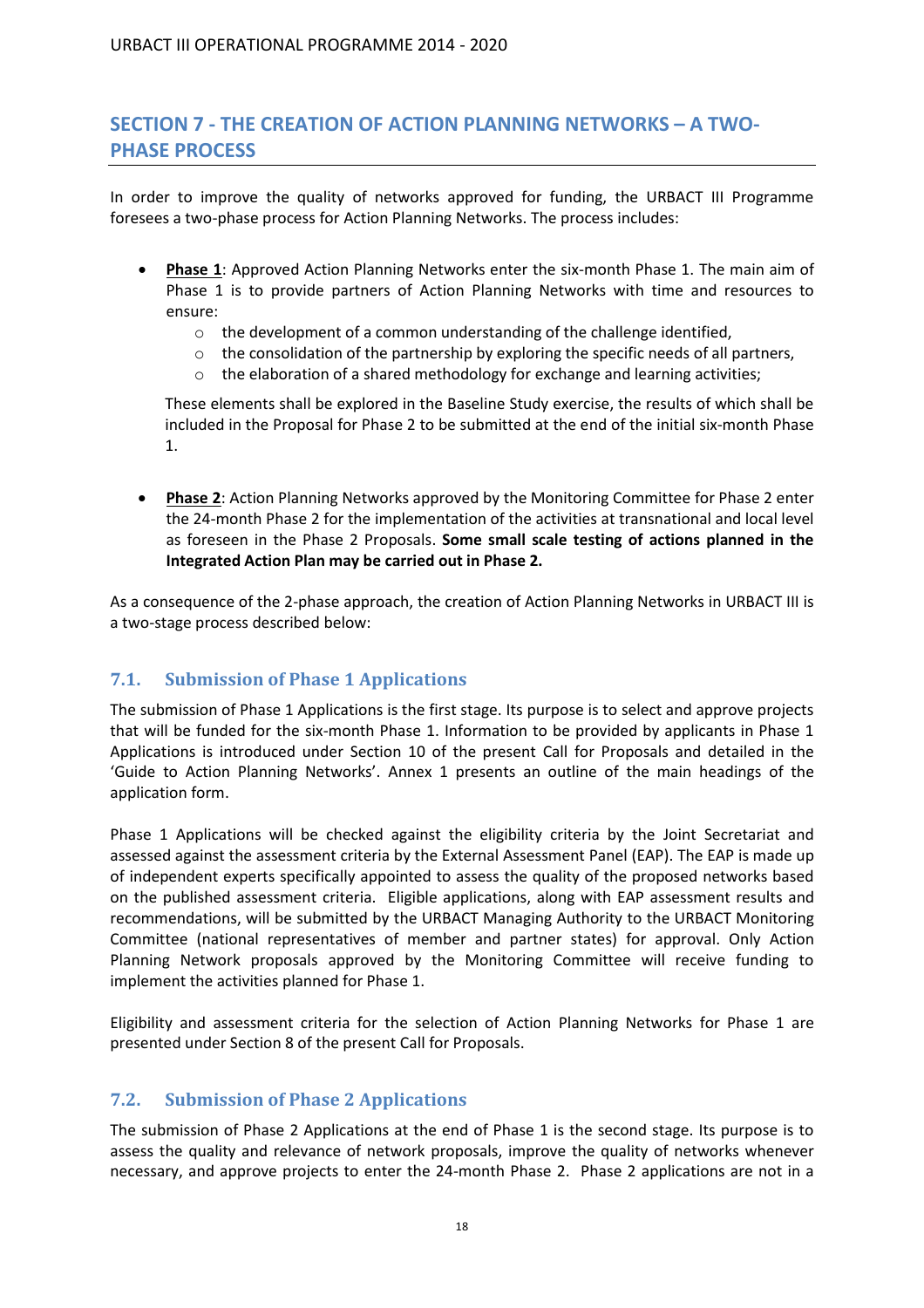## SECTION 7 - THE CREATION OF ACTION PLANNING NETWORKS – A TWO-PHASE PROCESS

In order to improve the quality of networks approved for funding, the URBACT III Programme foresees a two-phase process for Action Planning Networks. The process includes:

- **Phase 1**: Approved Action Planning Networks enter the six-month Phase 1. The main aim of Phase 1 is to provide partners of Action Planning Networks with time and resources to ensure:
  - the development of a common understanding of the challenge identified,
  - the consolidation of the partnership by exploring the specific needs of all partners,
  - the elaboration of a shared methodology for exchange and learning activities;

  These elements shall be explored in the Baseline Study exercise, the results of which shall be included in the Proposal for Phase 2 to be submitted at the end of the initial six-month Phase 1.

- **Phase 2**: Action Planning Networks approved by the Monitoring Committee for Phase 2 enter the 24-month Phase 2 for the implementation of the activities at transnational and local level as foreseen in the Phase 2 Proposals. **Some small scale testing of actions planned in the Integrated Action Plan may be carried out in Phase 2.**

As a consequence of the 2-phase approach, the creation of Action Planning Networks in URBACT III is a two-stage process described below:

### 7.1. Submission of Phase 1 Applications

The submission of Phase 1 Applications is the first stage. Its purpose is to select and approve projects that will be funded for the six-month Phase 1. Information to be provided by applicants in Phase 1 Applications is introduced under Section 10 of the present Call for Proposals and detailed in the 'Guide to Action Planning Networks'. Annex 1 presents an outline of the main headings of the application form.

Phase 1 Applications will be checked against the eligibility criteria by the Joint Secretariat and assessed against the assessment criteria by the External Assessment Panel (EAP). The EAP is made up of independent experts specifically appointed to assess the quality of the proposed networks based on the published assessment criteria. Eligible applications, along with EAP assessment results and recommendations, will be submitted by the URBACT Managing Authority to the URBACT Monitoring Committee (national representatives of member and partner states) for approval. Only Action Planning Network proposals approved by the Monitoring Committee will receive funding to implement the activities planned for Phase 1.

Eligibility and assessment criteria for the selection of Action Planning Networks for Phase 1 are presented under Section 8 of the present Call for Proposals.

### 7.2. Submission of Phase 2 Applications

The submission of Phase 2 Applications at the end of Phase 1 is the second stage. Its purpose is to assess the quality and relevance of network proposals, improve the quality of networks whenever necessary, and approve projects to enter the 24-month Phase 2. Phase 2 applications are not in a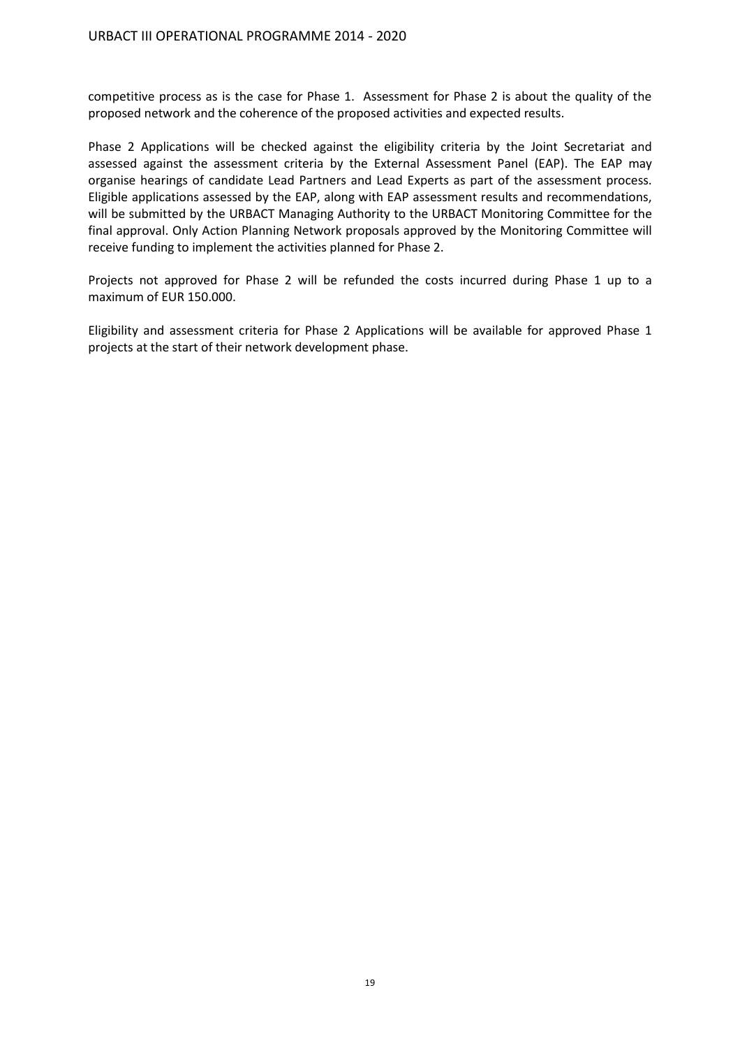competitive process as is the case for Phase 1. Assessment for Phase 2 is about the quality of the proposed network and the coherence of the proposed activities and expected results.

Phase 2 Applications will be checked against the eligibility criteria by the Joint Secretariat and assessed against the assessment criteria by the External Assessment Panel (EAP). The EAP may organise hearings of candidate Lead Partners and Lead Experts as part of the assessment process. Eligible applications assessed by the EAP, along with EAP assessment results and recommendations, will be submitted by the URBACT Managing Authority to the URBACT Monitoring Committee for the final approval. Only Action Planning Network proposals approved by the Monitoring Committee will receive funding to implement the activities planned for Phase 2.

Projects not approved for Phase 2 will be refunded the costs incurred during Phase 1 up to a maximum of EUR 150.000.

Eligibility and assessment criteria for Phase 2 Applications will be available for approved Phase 1 projects at the start of their network development phase.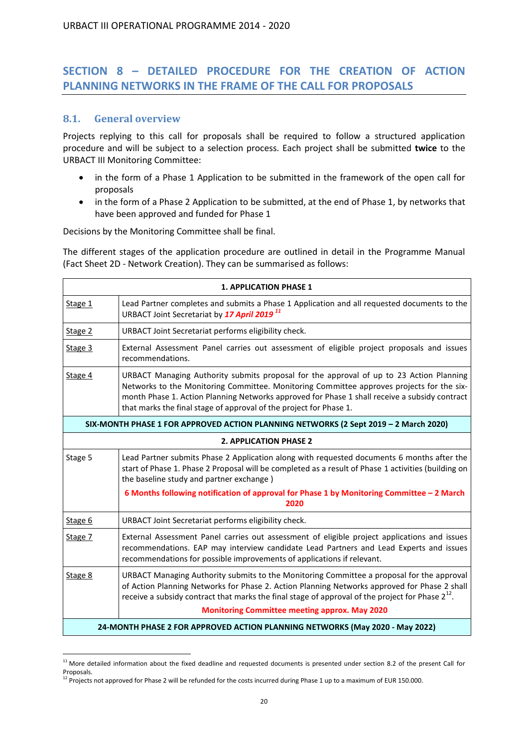## SECTION 8 – DETAILED PROCEDURE FOR THE CREATION OF ACTION PLANNING NETWORKS IN THE FRAME OF THE CALL FOR PROPOSALS

### 8.1. General overview

Projects replying to this call for proposals shall be required to follow a structured application procedure and will be subject to a selection process. Each project shall be submitted **twice** to the URBACT III Monitoring Committee:

- in the form of a Phase 1 Application to be submitted in the framework of the open call for proposals
- in the form of a Phase 2 Application to be submitted, at the end of Phase 1, by networks that have been approved and funded for Phase 1

Decisions by the Monitoring Committee shall be final.

The different stages of the application procedure are outlined in detail in the Programme Manual (Fact Sheet 2D - Network Creation). They can be summarised as follows:

| **1. APPLICATION PHASE 1** | |
|---|---|
| Stage 1 | Lead Partner completes and submits a Phase 1 Application and all requested documents to the URBACT Joint Secretariat by ***17 April 2019*** [11] |
| Stage 2 | URBACT Joint Secretariat performs eligibility check. |
| Stage 3 | External Assessment Panel carries out assessment of eligible project proposals and issues recommendations. |
| Stage 4 | URBACT Managing Authority submits proposal for the approval of up to 23 Action Planning Networks to the Monitoring Committee. Monitoring Committee approves projects for the six-month Phase 1. Action Planning Networks approved for Phase 1 shall receive a subsidy contract that marks the final stage of approval of the project for Phase 1. |
| **SIX-MONTH PHASE 1 FOR APPROVED ACTION PLANNING NETWORKS (2 Sept 2019 – 2 March 2020)** | |
| **2. APPLICATION PHASE 2** | |
| Stage 5 | Lead Partner submits Phase 2 Application along with requested documents 6 months after the start of Phase 1. Phase 2 Proposal will be completed as a result of Phase 1 activities (building on the baseline study and partner exchange ) **6 Months following notification of approval for Phase 1 by Monitoring Committee – 2 March 2020** |
| Stage 6 | URBACT Joint Secretariat performs eligibility check. |
| Stage 7 | External Assessment Panel carries out assessment of eligible project applications and issues recommendations. EAP may interview candidate Lead Partners and Lead Experts and issues recommendations for possible improvements of applications if relevant. |
| Stage 8 | URBACT Managing Authority submits to the Monitoring Committee a proposal for the approval of Action Planning Networks for Phase 2. Action Planning Networks approved for Phase 2 shall receive a subsidy contract that marks the final stage of approval of the project for Phase 2[12]. **Monitoring Committee meeting approx. May 2020** |
| **24-MONTH PHASE 2 FOR APPROVED ACTION PLANNING NETWORKS (May 2020 - May 2022)** | |

[11] More detailed information about the fixed deadline and requested documents is presented under section 8.2 of the present Call for Proposals.

[12] Projects not approved for Phase 2 will be refunded for the costs incurred during Phase 1 up to a maximum of EUR 150.000.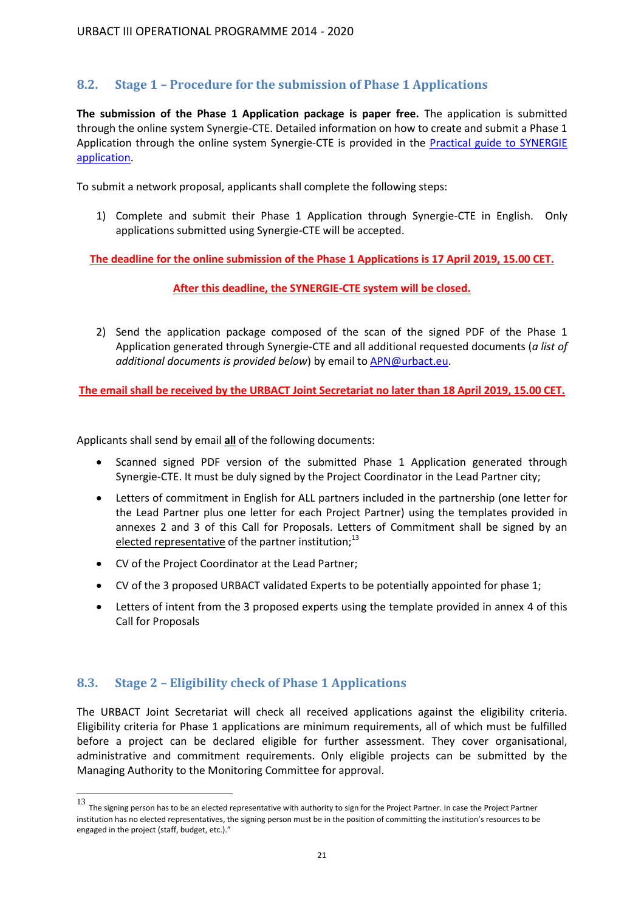## 8.2. Stage 1 – Procedure for the submission of Phase 1 Applications

**The submission of the Phase 1 Application package is paper free.** The application is submitted through the online system Synergie-CTE. Detailed information on how to create and submit a Phase 1 Application through the online system Synergie-CTE is provided in the [Practical guide to SYNERGIE application](#).

To submit a network proposal, applicants shall complete the following steps:

1) Complete and submit their Phase 1 Application through Synergie-CTE in English. Only applications submitted using Synergie-CTE will be accepted.

**The deadline for the online submission of the Phase 1 Applications is 17 April 2019, 15.00 CET.**

**After this deadline, the SYNERGIE-CTE system will be closed.**

2) Send the application package composed of the scan of the signed PDF of the Phase 1 Application generated through Synergie-CTE and all additional requested documents (*a list of additional documents is provided below*) by email to APN@urbact.eu.

**The email shall be received by the URBACT Joint Secretariat no later than 18 April 2019, 15.00 CET.**

Applicants shall send by email **all** of the following documents:

- Scanned signed PDF version of the submitted Phase 1 Application generated through Synergie-CTE. It must be duly signed by the Project Coordinator in the Lead Partner city;
- Letters of commitment in English for ALL partners included in the partnership (one letter for the Lead Partner plus one letter for each Project Partner) using the templates provided in annexes 2 and 3 of this Call for Proposals. Letters of Commitment shall be signed by an elected representative of the partner institution;[13]
- CV of the Project Coordinator at the Lead Partner;
- CV of the 3 proposed URBACT validated Experts to be potentially appointed for phase 1;
- Letters of intent from the 3 proposed experts using the template provided in annex 4 of this Call for Proposals

## 8.3. Stage 2 – Eligibility check of Phase 1 Applications

The URBACT Joint Secretariat will check all received applications against the eligibility criteria. Eligibility criteria for Phase 1 applications are minimum requirements, all of which must be fulfilled before a project can be declared eligible for further assessment. They cover organisational, administrative and commitment requirements. Only eligible projects can be submitted by the Managing Authority to the Monitoring Committee for approval.

---

[13] The signing person has to be an elected representative with authority to sign for the Project Partner. In case the Project Partner institution has no elected representatives, the signing person must be in the position of committing the institution's resources to be engaged in the project (staff, budget, etc.)."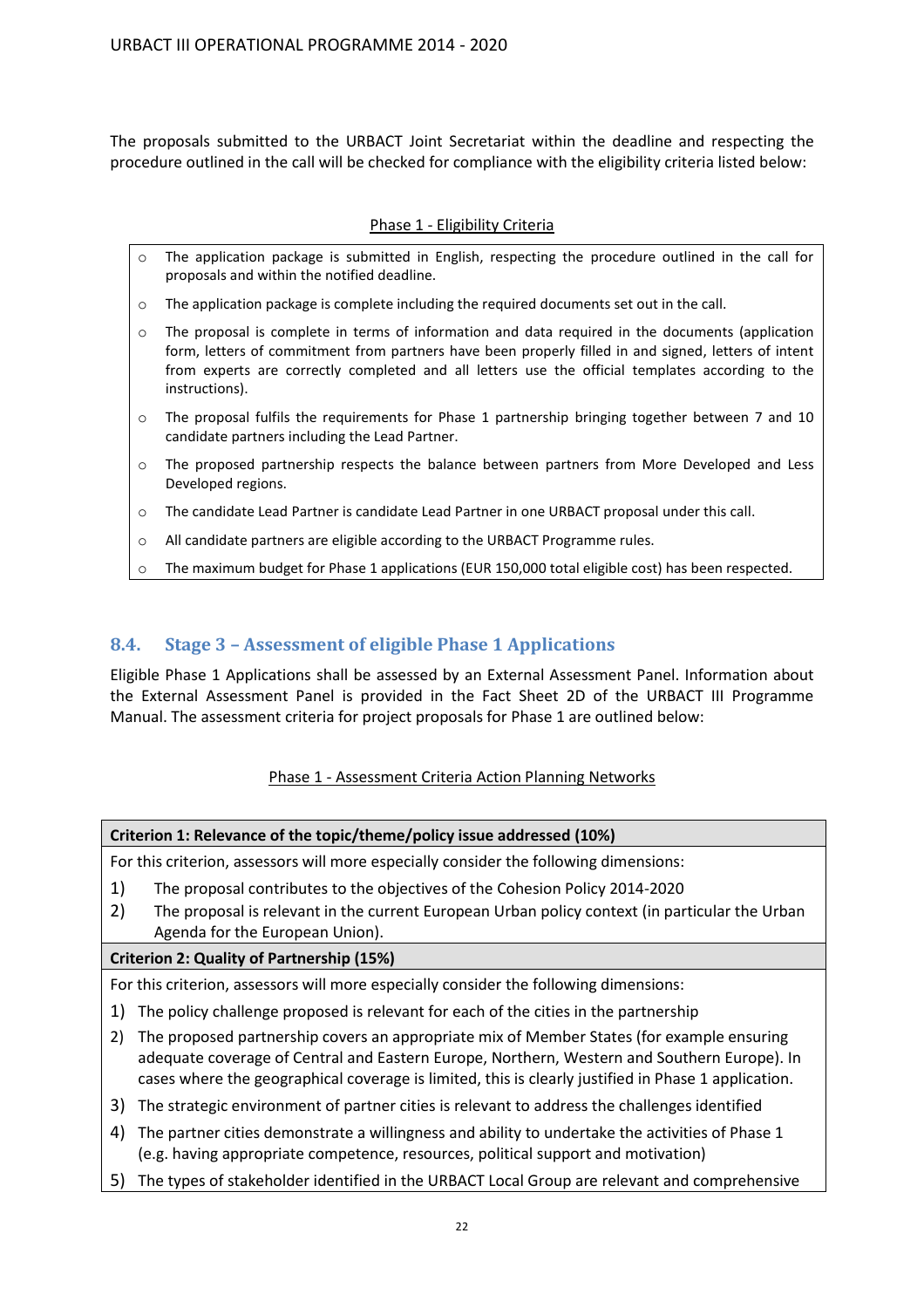The proposals submitted to the URBACT Joint Secretariat within the deadline and respecting the procedure outlined in the call will be checked for compliance with the eligibility criteria listed below:

Phase 1 - Eligibility Criteria

- The application package is submitted in English, respecting the procedure outlined in the call for proposals and within the notified deadline.
- The application package is complete including the required documents set out in the call.
- The proposal is complete in terms of information and data required in the documents (application form, letters of commitment from partners have been properly filled in and signed, letters of intent from experts are correctly completed and all letters use the official templates according to the instructions).
- The proposal fulfils the requirements for Phase 1 partnership bringing together between 7 and 10 candidate partners including the Lead Partner.
- The proposed partnership respects the balance between partners from More Developed and Less Developed regions.
- The candidate Lead Partner is candidate Lead Partner in one URBACT proposal under this call.
- All candidate partners are eligible according to the URBACT Programme rules.
- The maximum budget for Phase 1 applications (EUR 150,000 total eligible cost) has been respected.

## 8.4. Stage 3 – Assessment of eligible Phase 1 Applications

Eligible Phase 1 Applications shall be assessed by an External Assessment Panel. Information about the External Assessment Panel is provided in the Fact Sheet 2D of the URBACT III Programme Manual. The assessment criteria for project proposals for Phase 1 are outlined below:

Phase 1 - Assessment Criteria Action Planning Networks

**Criterion 1: Relevance of the topic/theme/policy issue addressed (10%)**

For this criterion, assessors will more especially consider the following dimensions:

1) The proposal contributes to the objectives of the Cohesion Policy 2014-2020
2) The proposal is relevant in the current European Urban policy context (in particular the Urban Agenda for the European Union).

**Criterion 2: Quality of Partnership (15%)**

For this criterion, assessors will more especially consider the following dimensions:

1) The policy challenge proposed is relevant for each of the cities in the partnership
2) The proposed partnership covers an appropriate mix of Member States (for example ensuring adequate coverage of Central and Eastern Europe, Northern, Western and Southern Europe). In cases where the geographical coverage is limited, this is clearly justified in Phase 1 application.
3) The strategic environment of partner cities is relevant to address the challenges identified
4) The partner cities demonstrate a willingness and ability to undertake the activities of Phase 1 (e.g. having appropriate competence, resources, political support and motivation)
5) The types of stakeholder identified in the URBACT Local Group are relevant and comprehensive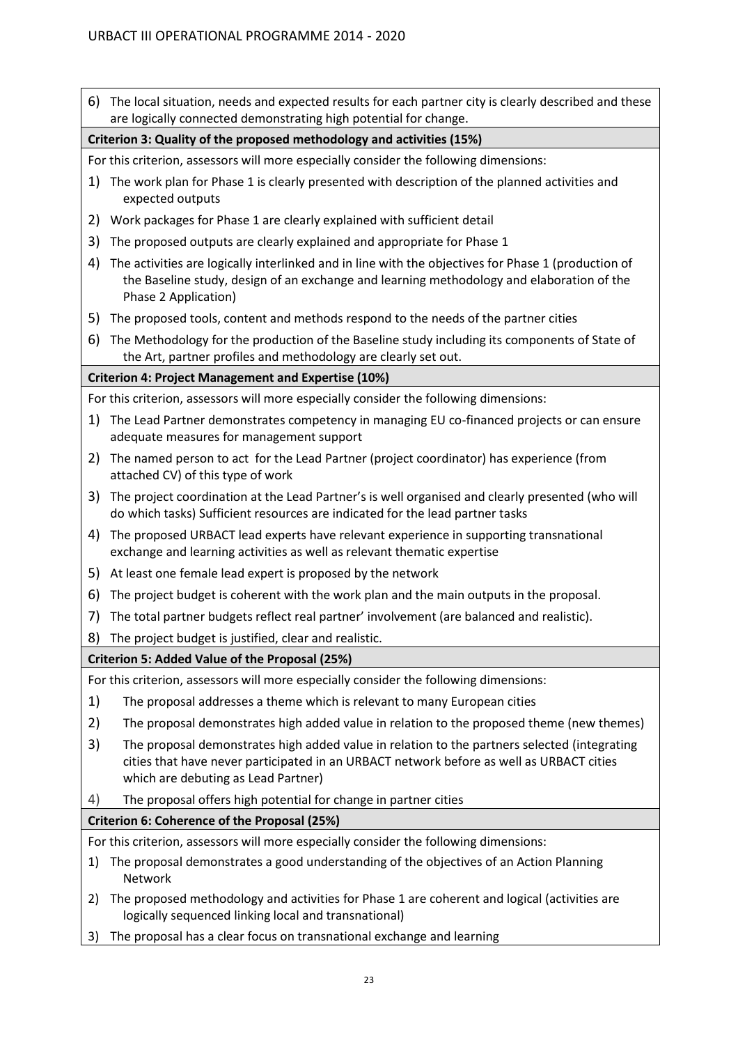6) The local situation, needs and expected results for each partner city is clearly described and these are logically connected demonstrating high potential for change.

**Criterion 3: Quality of the proposed methodology and activities (15%)**

For this criterion, assessors will more especially consider the following dimensions:

1) The work plan for Phase 1 is clearly presented with description of the planned activities and expected outputs
2) Work packages for Phase 1 are clearly explained with sufficient detail
3) The proposed outputs are clearly explained and appropriate for Phase 1
4) The activities are logically interlinked and in line with the objectives for Phase 1 (production of the Baseline study, design of an exchange and learning methodology and elaboration of the Phase 2 Application)
5) The proposed tools, content and methods respond to the needs of the partner cities
6) The Methodology for the production of the Baseline study including its components of State of the Art, partner profiles and methodology are clearly set out.

**Criterion 4: Project Management and Expertise (10%)**

For this criterion, assessors will more especially consider the following dimensions:

1) The Lead Partner demonstrates competency in managing EU co-financed projects or can ensure adequate measures for management support
2) The named person to act for the Lead Partner (project coordinator) has experience (from attached CV) of this type of work
3) The project coordination at the Lead Partner's is well organised and clearly presented (who will do which tasks) Sufficient resources are indicated for the lead partner tasks
4) The proposed URBACT lead experts have relevant experience in supporting transnational exchange and learning activities as well as relevant thematic expertise
5) At least one female lead expert is proposed by the network
6) The project budget is coherent with the work plan and the main outputs in the proposal.
7) The total partner budgets reflect real partner' involvement (are balanced and realistic).
8) The project budget is justified, clear and realistic.

**Criterion 5: Added Value of the Proposal (25%)**

For this criterion, assessors will more especially consider the following dimensions:

1) The proposal addresses a theme which is relevant to many European cities
2) The proposal demonstrates high added value in relation to the proposed theme (new themes)
3) The proposal demonstrates high added value in relation to the partners selected (integrating cities that have never participated in an URBACT network before as well as URBACT cities which are debuting as Lead Partner)
4) The proposal offers high potential for change in partner cities

**Criterion 6: Coherence of the Proposal (25%)**

For this criterion, assessors will more especially consider the following dimensions:

1) The proposal demonstrates a good understanding of the objectives of an Action Planning Network
2) The proposed methodology and activities for Phase 1 are coherent and logical (activities are logically sequenced linking local and transnational)
3) The proposal has a clear focus on transnational exchange and learning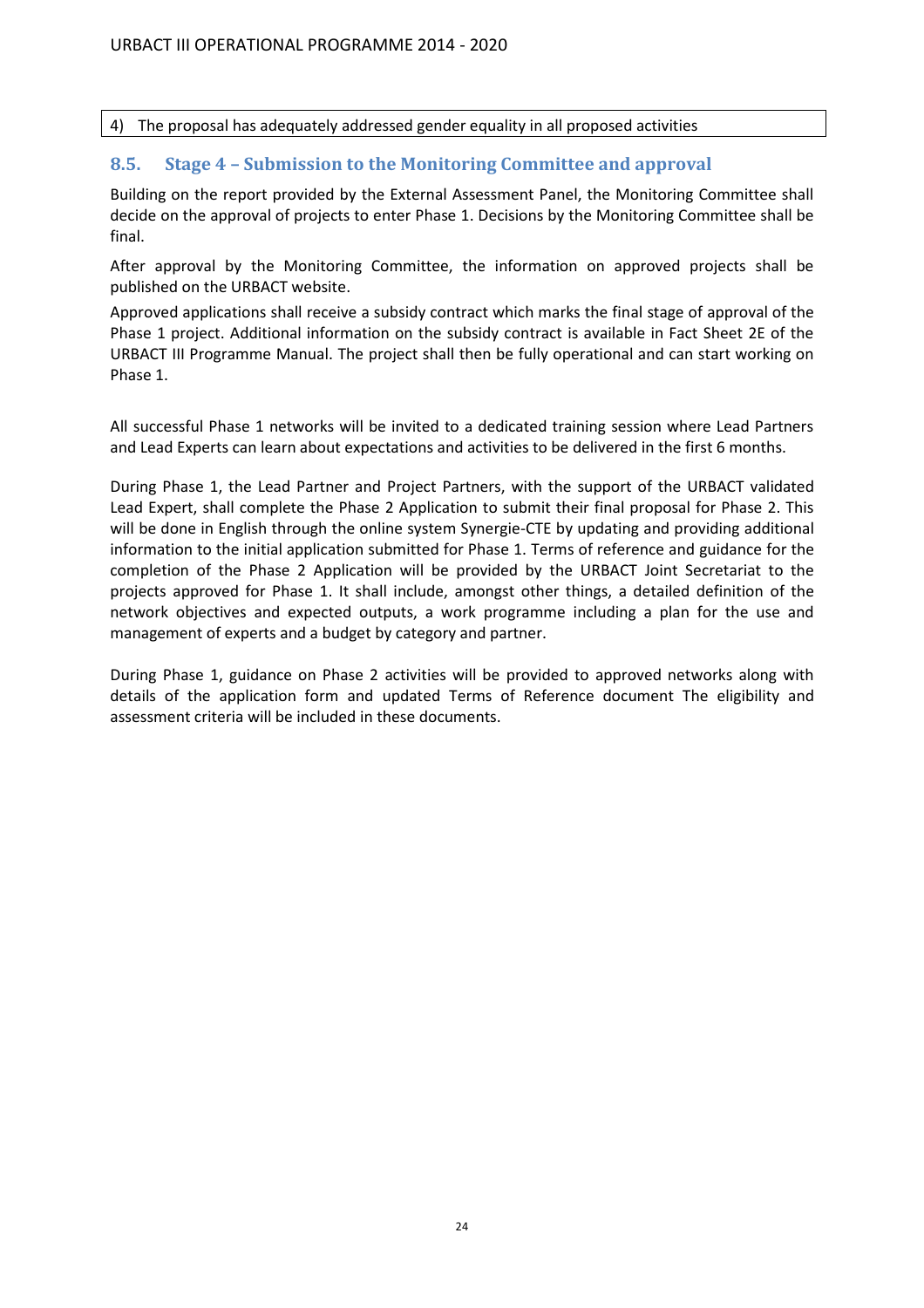| 4) The proposal has adequately addressed gender equality in all proposed activities |
| --- |

## 8.5. Stage 4 – Submission to the Monitoring Committee and approval

Building on the report provided by the External Assessment Panel, the Monitoring Committee shall decide on the approval of projects to enter Phase 1. Decisions by the Monitoring Committee shall be final.

After approval by the Monitoring Committee, the information on approved projects shall be published on the URBACT website.

Approved applications shall receive a subsidy contract which marks the final stage of approval of the Phase 1 project. Additional information on the subsidy contract is available in Fact Sheet 2E of the URBACT III Programme Manual. The project shall then be fully operational and can start working on Phase 1.

All successful Phase 1 networks will be invited to a dedicated training session where Lead Partners and Lead Experts can learn about expectations and activities to be delivered in the first 6 months.

During Phase 1, the Lead Partner and Project Partners, with the support of the URBACT validated Lead Expert, shall complete the Phase 2 Application to submit their final proposal for Phase 2. This will be done in English through the online system Synergie-CTE by updating and providing additional information to the initial application submitted for Phase 1. Terms of reference and guidance for the completion of the Phase 2 Application will be provided by the URBACT Joint Secretariat to the projects approved for Phase 1. It shall include, amongst other things, a detailed definition of the network objectives and expected outputs, a work programme including a plan for the use and management of experts and a budget by category and partner.

During Phase 1, guidance on Phase 2 activities will be provided to approved networks along with details of the application form and updated Terms of Reference document The eligibility and assessment criteria will be included in these documents.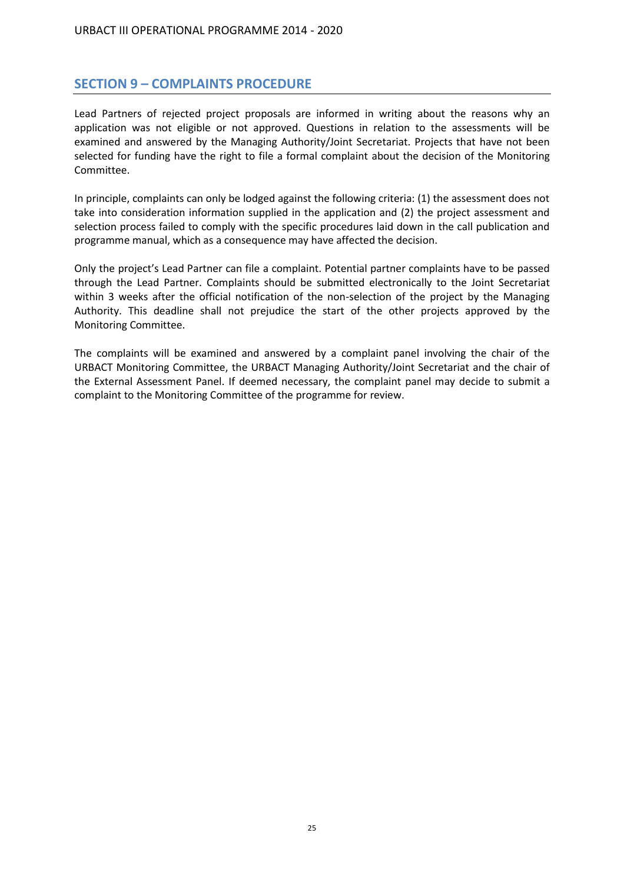## SECTION 9 – COMPLAINTS PROCEDURE

Lead Partners of rejected project proposals are informed in writing about the reasons why an application was not eligible or not approved. Questions in relation to the assessments will be examined and answered by the Managing Authority/Joint Secretariat. Projects that have not been selected for funding have the right to file a formal complaint about the decision of the Monitoring Committee.

In principle, complaints can only be lodged against the following criteria: (1) the assessment does not take into consideration information supplied in the application and (2) the project assessment and selection process failed to comply with the specific procedures laid down in the call publication and programme manual, which as a consequence may have affected the decision.

Only the project's Lead Partner can file a complaint. Potential partner complaints have to be passed through the Lead Partner. Complaints should be submitted electronically to the Joint Secretariat within 3 weeks after the official notification of the non-selection of the project by the Managing Authority. This deadline shall not prejudice the start of the other projects approved by the Monitoring Committee.

The complaints will be examined and answered by a complaint panel involving the chair of the URBACT Monitoring Committee, the URBACT Managing Authority/Joint Secretariat and the chair of the External Assessment Panel. If deemed necessary, the complaint panel may decide to submit a complaint to the Monitoring Committee of the programme for review.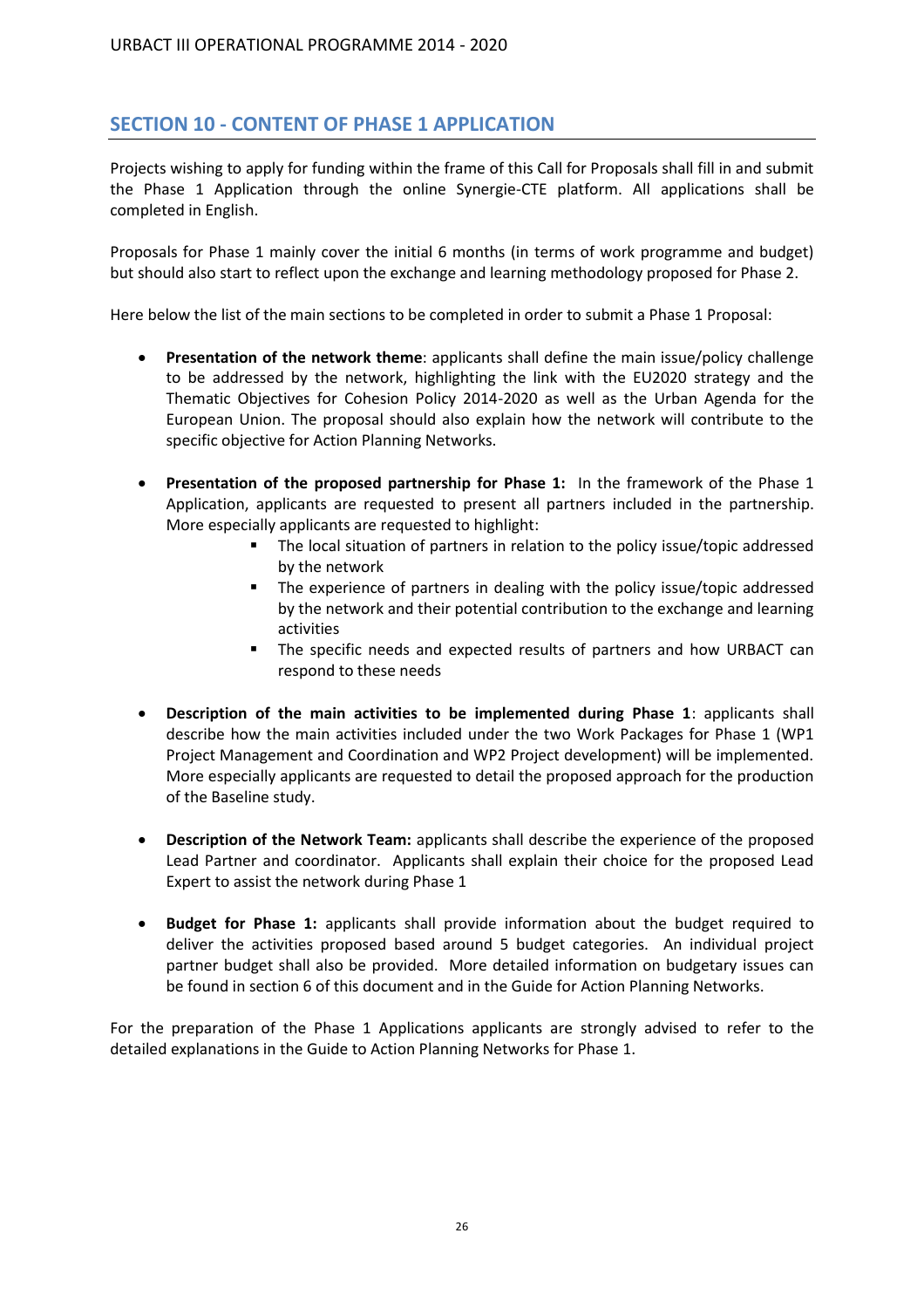## SECTION 10 - CONTENT OF PHASE 1 APPLICATION

Projects wishing to apply for funding within the frame of this Call for Proposals shall fill in and submit the Phase 1 Application through the online Synergie-CTE platform. All applications shall be completed in English.

Proposals for Phase 1 mainly cover the initial 6 months (in terms of work programme and budget) but should also start to reflect upon the exchange and learning methodology proposed for Phase 2.

Here below the list of the main sections to be completed in order to submit a Phase 1 Proposal:

- **Presentation of the network theme**: applicants shall define the main issue/policy challenge to be addressed by the network, highlighting the link with the EU2020 strategy and the Thematic Objectives for Cohesion Policy 2014-2020 as well as the Urban Agenda for the European Union. The proposal should also explain how the network will contribute to the specific objective for Action Planning Networks.

- **Presentation of the proposed partnership for Phase 1:** In the framework of the Phase 1 Application, applicants are requested to present all partners included in the partnership. More especially applicants are requested to highlight:
  - The local situation of partners in relation to the policy issue/topic addressed by the network
  - The experience of partners in dealing with the policy issue/topic addressed by the network and their potential contribution to the exchange and learning activities
  - The specific needs and expected results of partners and how URBACT can respond to these needs

- **Description of the main activities to be implemented during Phase 1**: applicants shall describe how the main activities included under the two Work Packages for Phase 1 (WP1 Project Management and Coordination and WP2 Project development) will be implemented. More especially applicants are requested to detail the proposed approach for the production of the Baseline study.

- **Description of the Network Team:** applicants shall describe the experience of the proposed Lead Partner and coordinator. Applicants shall explain their choice for the proposed Lead Expert to assist the network during Phase 1

- **Budget for Phase 1:** applicants shall provide information about the budget required to deliver the activities proposed based around 5 budget categories. An individual project partner budget shall also be provided. More detailed information on budgetary issues can be found in section 6 of this document and in the Guide for Action Planning Networks.

For the preparation of the Phase 1 Applications applicants are strongly advised to refer to the detailed explanations in the Guide to Action Planning Networks for Phase 1.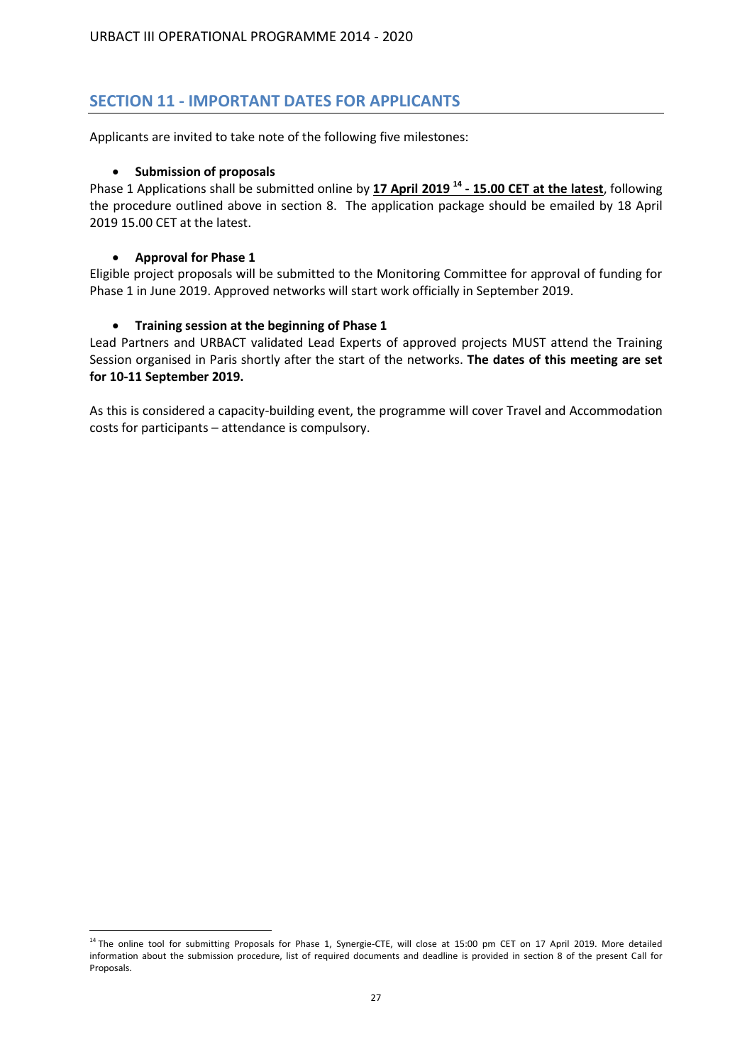## SECTION 11 - IMPORTANT DATES FOR APPLICANTS

Applicants are invited to take note of the following five milestones:

- **Submission of proposals**

Phase 1 Applications shall be submitted online by **17 April 2019 [14] - 15.00 CET at the latest**, following the procedure outlined above in section 8. The application package should be emailed by 18 April 2019 15.00 CET at the latest.

- **Approval for Phase 1**

Eligible project proposals will be submitted to the Monitoring Committee for approval of funding for Phase 1 in June 2019. Approved networks will start work officially in September 2019.

- **Training session at the beginning of Phase 1**

Lead Partners and URBACT validated Lead Experts of approved projects MUST attend the Training Session organised in Paris shortly after the start of the networks. **The dates of this meeting are set for 10-11 September 2019.**

As this is considered a capacity-building event, the programme will cover Travel and Accommodation costs for participants – attendance is compulsory.

[14] The online tool for submitting Proposals for Phase 1, Synergie-CTE, will close at 15:00 pm CET on 17 April 2019. More detailed information about the submission procedure, list of required documents and deadline is provided in section 8 of the present Call for Proposals.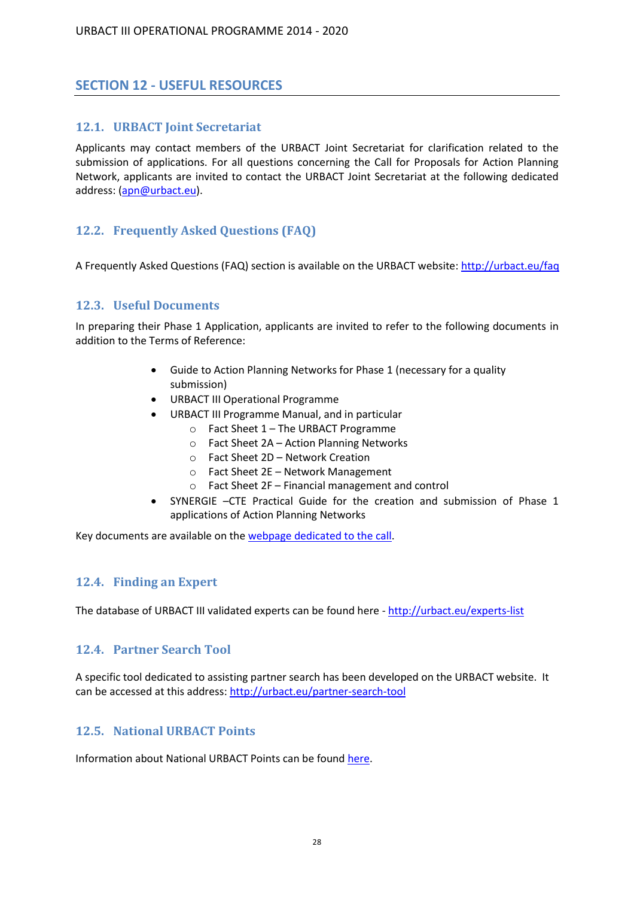## SECTION 12 - USEFUL RESOURCES

### 12.1. URBACT Joint Secretariat

Applicants may contact members of the URBACT Joint Secretariat for clarification related to the submission of applications. For all questions concerning the Call for Proposals for Action Planning Network, applicants are invited to contact the URBACT Joint Secretariat at the following dedicated address: (apn@urbact.eu).

### 12.2. Frequently Asked Questions (FAQ)

A Frequently Asked Questions (FAQ) section is available on the URBACT website: http://urbact.eu/faq

### 12.3. Useful Documents

In preparing their Phase 1 Application, applicants are invited to refer to the following documents in addition to the Terms of Reference:

- Guide to Action Planning Networks for Phase 1 (necessary for a quality submission)
- URBACT III Operational Programme
- URBACT III Programme Manual, and in particular
  - Fact Sheet 1 – The URBACT Programme
  - Fact Sheet 2A – Action Planning Networks
  - Fact Sheet 2D – Network Creation
  - Fact Sheet 2E – Network Management
  - Fact Sheet 2F – Financial management and control
- SYNERGIE –CTE Practical Guide for the creation and submission of Phase 1 applications of Action Planning Networks

Key documents are available on the webpage dedicated to the call.

### 12.4. Finding an Expert

The database of URBACT III validated experts can be found here - http://urbact.eu/experts-list

### 12.4. Partner Search Tool

A specific tool dedicated to assisting partner search has been developed on the URBACT website. It can be accessed at this address: http://urbact.eu/partner-search-tool

### 12.5. National URBACT Points

Information about National URBACT Points can be found here.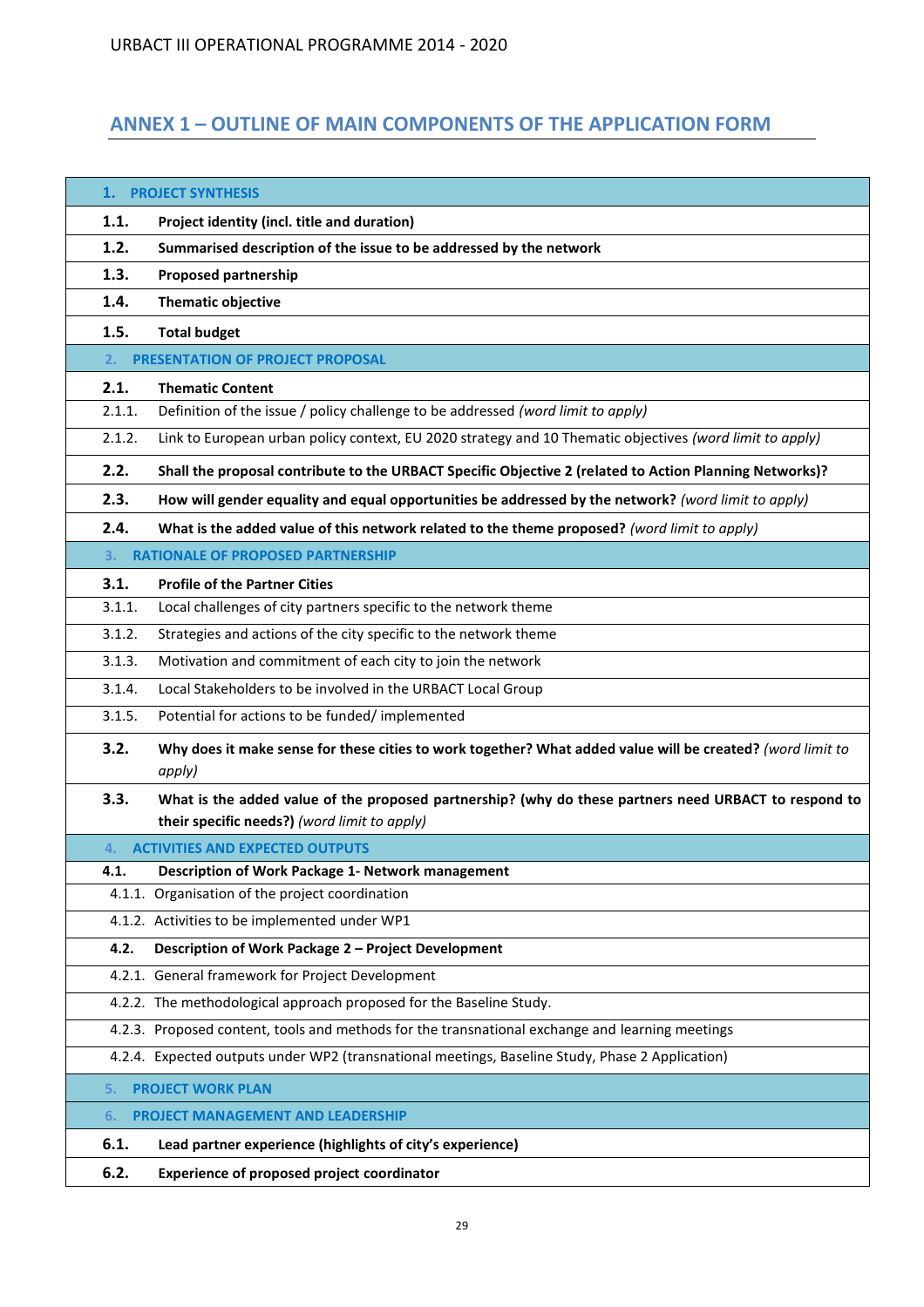## ANNEX 1 – OUTLINE OF MAIN COMPONENTS OF THE APPLICATION FORM

| | |
|---|---|
| **1.** | **PROJECT SYNTHESIS** |
| **1.1.** | **Project identity (incl. title and duration)** |
| **1.2.** | **Summarised description of the issue to be addressed by the network** |
| **1.3.** | **Proposed partnership** |
| **1.4.** | **Thematic objective** |
| **1.5.** | **Total budget** |
| **2.** | **PRESENTATION OF PROJECT PROPOSAL** |
| **2.1.** | **Thematic Content** |
| 2.1.1. | Definition of the issue / policy challenge to be addressed *(word limit to apply)* |
| 2.1.2. | Link to European urban policy context, EU 2020 strategy and 10 Thematic objectives *(word limit to apply)* |
| **2.2.** | **Shall the proposal contribute to the URBACT Specific Objective 2 (related to Action Planning Networks)?** |
| **2.3.** | **How will gender equality and equal opportunities be addressed by the network?** *(word limit to apply)* |
| **2.4.** | **What is the added value of this network related to the theme proposed?** *(word limit to apply)* |
| **3.** | **RATIONALE OF PROPOSED PARTNERSHIP** |
| **3.1.** | **Profile of the Partner Cities** |
| 3.1.1. | Local challenges of city partners specific to the network theme |
| 3.1.2. | Strategies and actions of the city specific to the network theme |
| 3.1.3. | Motivation and commitment of each city to join the network |
| 3.1.4. | Local Stakeholders to be involved in the URBACT Local Group |
| 3.1.5. | Potential for actions to be funded/ implemented |
| **3.2.** | **Why does it make sense for these cities to work together? What added value will be created?** *(word limit to apply)* |
| **3.3.** | **What is the added value of the proposed partnership? (why do these partners need URBACT to respond to their specific needs?)** *(word limit to apply)* |
| **4.** | **ACTIVITIES AND EXPECTED OUTPUTS** |
| **4.1.** | **Description of Work Package 1- Network management** |
| 4.1.1. | Organisation of the project coordination |
| 4.1.2. | Activities to be implemented under WP1 |
| **4.2.** | **Description of Work Package 2 – Project Development** |
| 4.2.1. | General framework for Project Development |
| 4.2.2. | The methodological approach proposed for the Baseline Study. |
| 4.2.3. | Proposed content, tools and methods for the transnational exchange and learning meetings |
| 4.2.4. | Expected outputs under WP2 (transnational meetings, Baseline Study, Phase 2 Application) |
| **5.** | **PROJECT WORK PLAN** |
| **6.** | **PROJECT MANAGEMENT AND LEADERSHIP** |
| **6.1.** | **Lead partner experience (highlights of city's experience)** |
| **6.2.** | **Experience of proposed project coordinator** |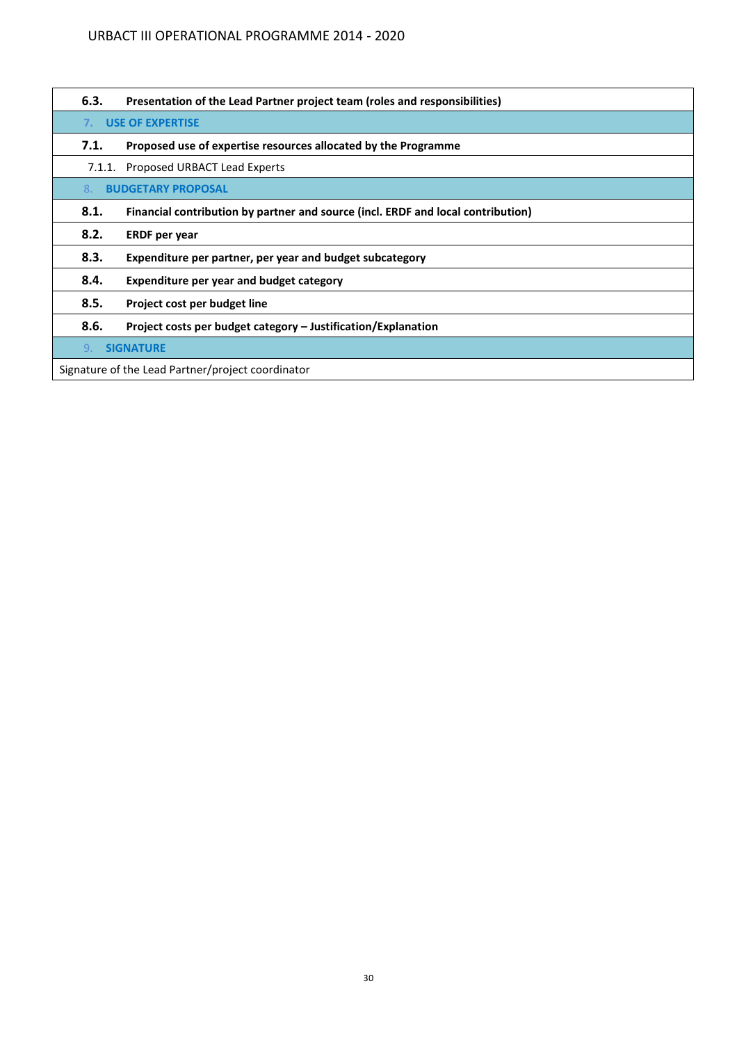| | |
|---|---|
| **6.3.** | **Presentation of the Lead Partner project team (roles and responsibilities)** |
| **7.** | **USE OF EXPERTISE** |
| **7.1.** | **Proposed use of expertise resources allocated by the Programme** |
| 7.1.1. | Proposed URBACT Lead Experts |
| 8. | **BUDGETARY PROPOSAL** |
| **8.1.** | **Financial contribution by partner and source (incl. ERDF and local contribution)** |
| **8.2.** | **ERDF per year** |
| **8.3.** | **Expenditure per partner, per year and budget subcategory** |
| **8.4.** | **Expenditure per year and budget category** |
| **8.5.** | **Project cost per budget line** |
| **8.6.** | **Project costs per budget category – Justification/Explanation** |
| 9. | **SIGNATURE** |
| Signature of the Lead Partner/project coordinator | |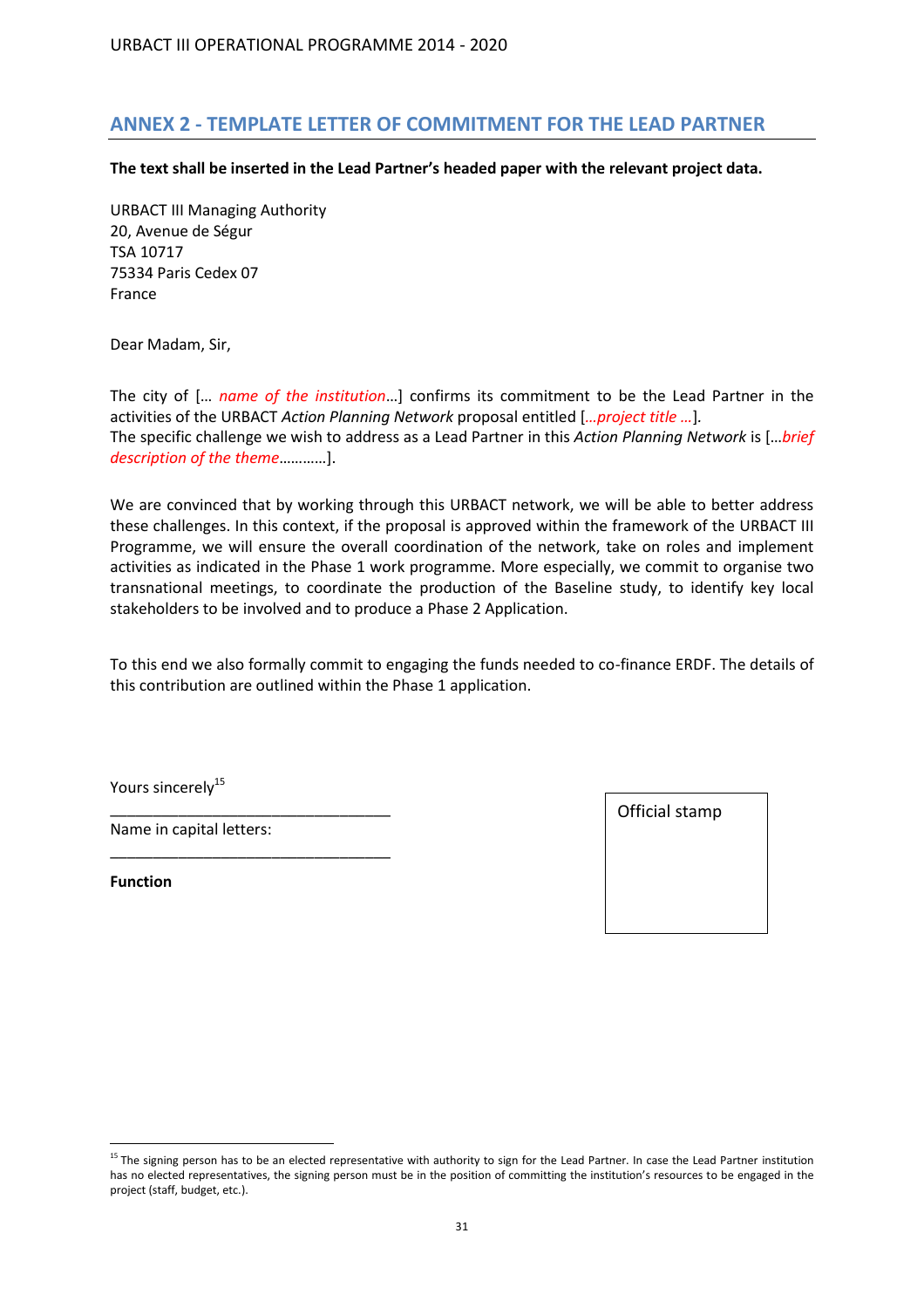## ANNEX 2 - TEMPLATE LETTER OF COMMITMENT FOR THE LEAD PARTNER

**The text shall be inserted in the Lead Partner's headed paper with the relevant project data.**

URBACT III Managing Authority
20, Avenue de Ségur
TSA 10717
75334 Paris Cedex 07
France

Dear Madam, Sir,

The city of [… *name of the institution*…] confirms its commitment to be the Lead Partner in the activities of the URBACT *Action Planning Network* proposal entitled […*project title* …].
The specific challenge we wish to address as a Lead Partner in this *Action Planning Network* is […*brief description of the theme*…………].

We are convinced that by working through this URBACT network, we will be able to better address these challenges. In this context, if the proposal is approved within the framework of the URBACT III Programme, we will ensure the overall coordination of the network, take on roles and implement activities as indicated in the Phase 1 work programme. More especially, we commit to organise two transnational meetings, to coordinate the production of the Baseline study, to identify key local stakeholders to be involved and to produce a Phase 2 Application.

To this end we also formally commit to engaging the funds needed to co-finance ERDF. The details of this contribution are outlined within the Phase 1 application.

Yours sincerely[15]

_________________________________

Name in capital letters:

_________________________________

**Function**

| Official stamp |
|---|
| |

[15] The signing person has to be an elected representative with authority to sign for the Lead Partner. In case the Lead Partner institution has no elected representatives, the signing person must be in the position of committing the institution's resources to be engaged in the project (staff, budget, etc.).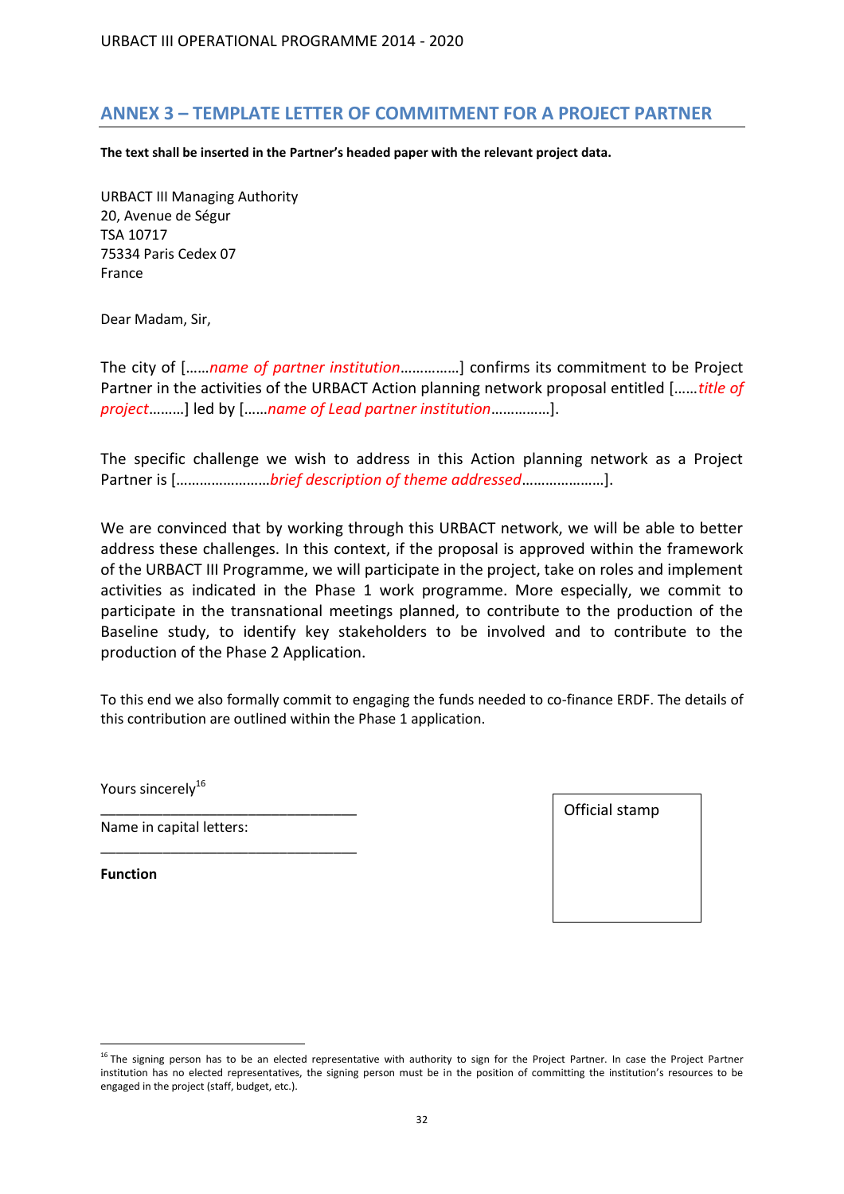## ANNEX 3 – TEMPLATE LETTER OF COMMITMENT FOR A PROJECT PARTNER

**The text shall be inserted in the Partner's headed paper with the relevant project data.**

URBACT III Managing Authority
20, Avenue de Ségur
TSA 10717
75334 Paris Cedex 07
France

Dear Madam, Sir,

The city of [……*name of partner institution*……………] confirms its commitment to be Project Partner in the activities of the URBACT Action planning network proposal entitled [……*title of project*………] led by [……*name of Lead partner institution*……………].

The specific challenge we wish to address in this Action planning network as a Project Partner is [……………………*brief description of theme addressed*…………………].

We are convinced that by working through this URBACT network, we will be able to better address these challenges. In this context, if the proposal is approved within the framework of the URBACT III Programme, we will participate in the project, take on roles and implement activities as indicated in the Phase 1 work programme. More especially, we commit to participate in the transnational meetings planned, to contribute to the production of the Baseline study, to identify key stakeholders to be involved and to contribute to the production of the Phase 2 Application.

To this end we also formally commit to engaging the funds needed to co-finance ERDF. The details of this contribution are outlined within the Phase 1 application.

Yours sincerely[16]

________________________________

Name in capital letters:

________________________________

**Function**

| Official stamp |
|---|
| |

[16] The signing person has to be an elected representative with authority to sign for the Project Partner. In case the Project Partner institution has no elected representatives, the signing person must be in the position of committing the institution's resources to be engaged in the project (staff, budget, etc.).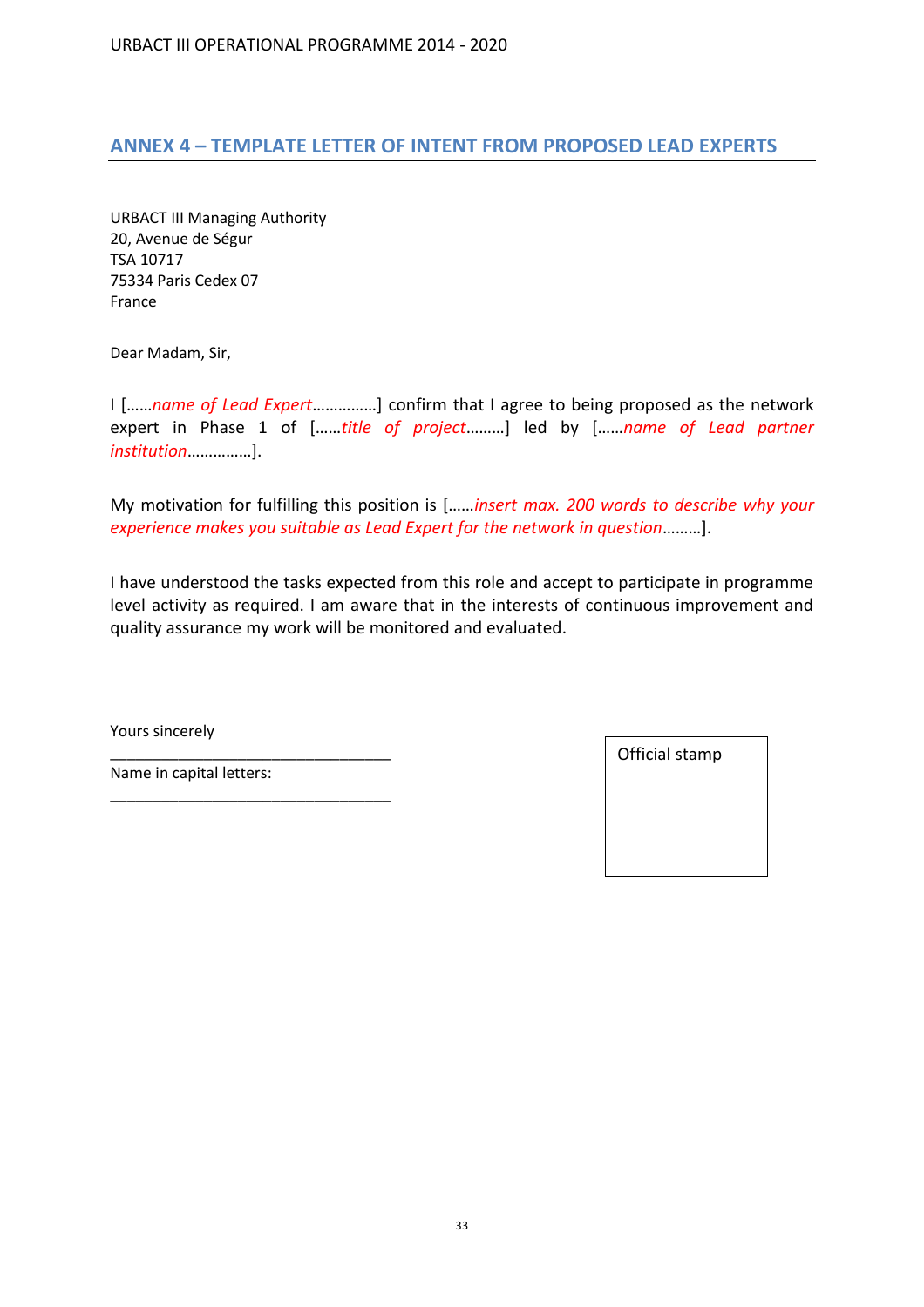## ANNEX 4 – TEMPLATE LETTER OF INTENT FROM PROPOSED LEAD EXPERTS

URBACT III Managing Authority
20, Avenue de Ségur
TSA 10717
75334 Paris Cedex 07
France

Dear Madam, Sir,

I [……*name of Lead Expert*……………] confirm that I agree to being proposed as the network expert in Phase 1 of [……*title of project*………] led by [……*name of Lead partner institution*……………].

My motivation for fulfilling this position is [……*insert max. 200 words to describe why your experience makes you suitable as Lead Expert for the network in question*………].

I have understood the tasks expected from this role and accept to participate in programme level activity as required. I am aware that in the interests of continuous improvement and quality assurance my work will be monitored and evaluated.

Yours sincerely

\_\_\_\_\_\_\_\_\_\_\_\_\_\_\_\_\_\_\_\_\_\_\_\_\_\_\_\_\_\_\_\_\_\_

Name in capital letters:

\_\_\_\_\_\_\_\_\_\_\_\_\_\_\_\_\_\_\_\_\_\_\_\_\_\_\_\_\_\_\_\_\_\_

| Official stamp |
|---|
| |